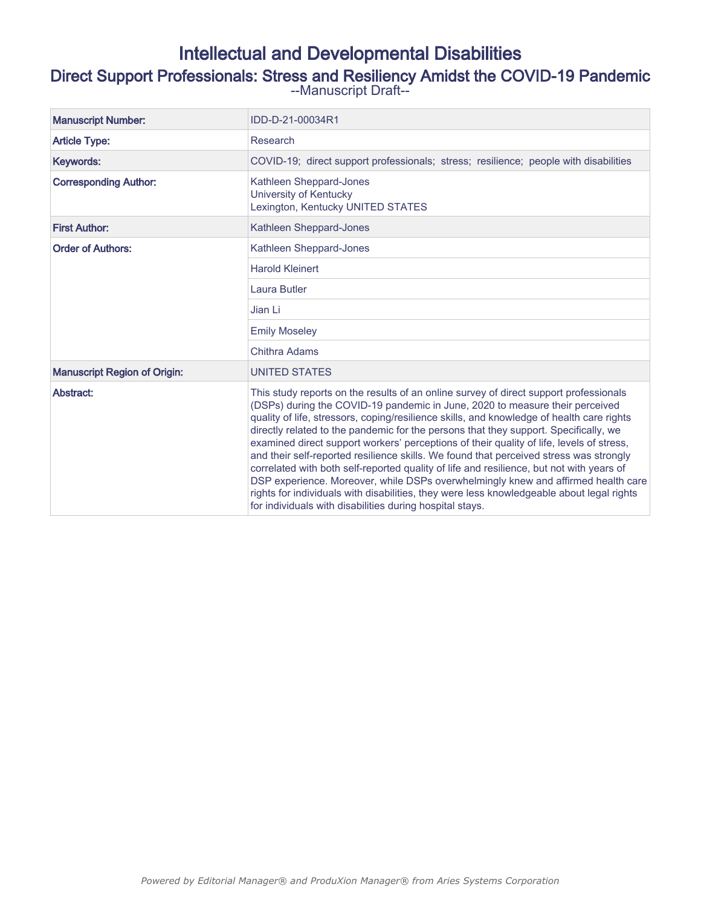# Intellectual and Developmental Disabilities

## Direct Support Professionals: Stress and Resiliency Amidst the COVID-19 Pandemic

--Manuscript Draft--

| | |
|---|---|
| **Manuscript Number:** | IDD-D-21-00034R1 |
| **Article Type:** | Research |
| **Keywords:** | COVID-19; direct support professionals; stress; resilience; people with disabilities |
| **Corresponding Author:** | Kathleen Sheppard-Jones<br>University of Kentucky<br>Lexington, Kentucky UNITED STATES |
| **First Author:** | Kathleen Sheppard-Jones |
| **Order of Authors:** | Kathleen Sheppard-Jones |
| | Harold Kleinert |
| | Laura Butler |
| | Jian Li |
| | Emily Moseley |
| | Chithra Adams |
| **Manuscript Region of Origin:** | UNITED STATES |
| **Abstract:** | This study reports on the results of an online survey of direct support professionals (DSPs) during the COVID-19 pandemic in June, 2020 to measure their perceived quality of life, stressors, coping/resilience skills, and knowledge of health care rights directly related to the pandemic for the persons that they support. Specifically, we examined direct support workers' perceptions of their quality of life, levels of stress, and their self-reported resilience skills. We found that perceived stress was strongly correlated with both self-reported quality of life and resilience, but not with years of DSP experience. Moreover, while DSPs overwhelmingly knew and affirmed health care rights for individuals with disabilities, they were less knowledgeable about legal rights for individuals with disabilities during hospital stays. |

*Powered by Editorial Manager® and ProduXion Manager® from Aries Systems Corporation*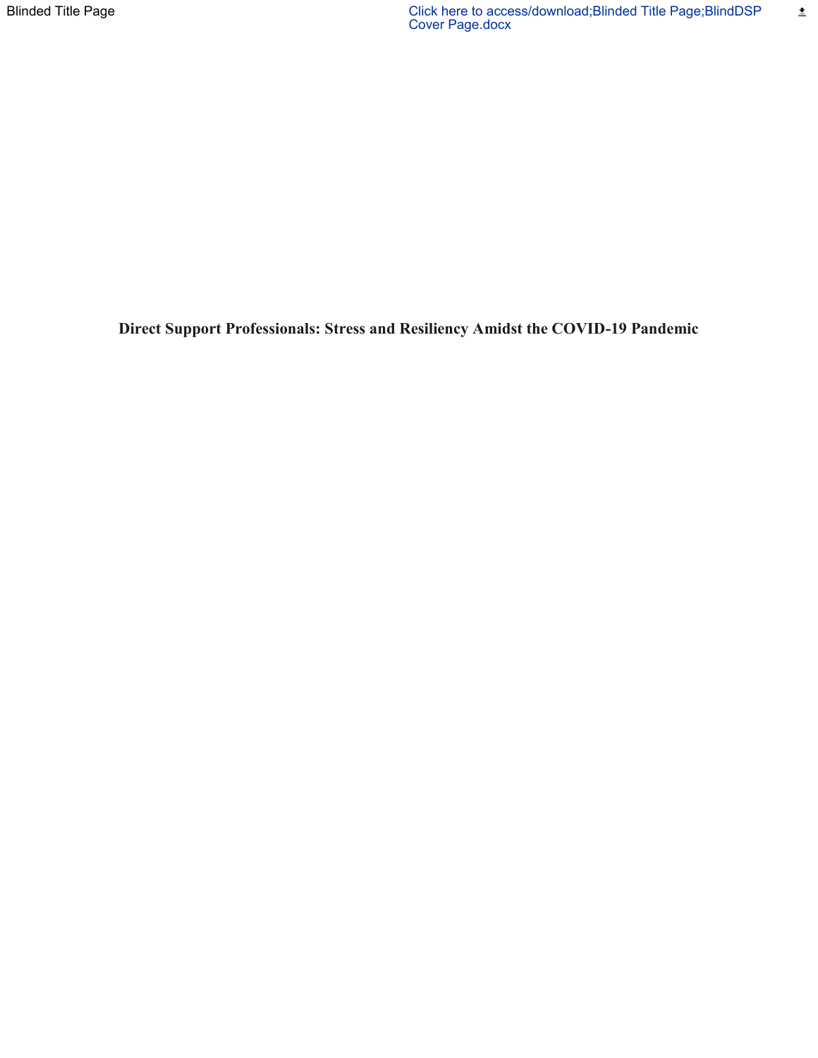# Direct Support Professionals: Stress and Resiliency Amidst the COVID-19 Pandemic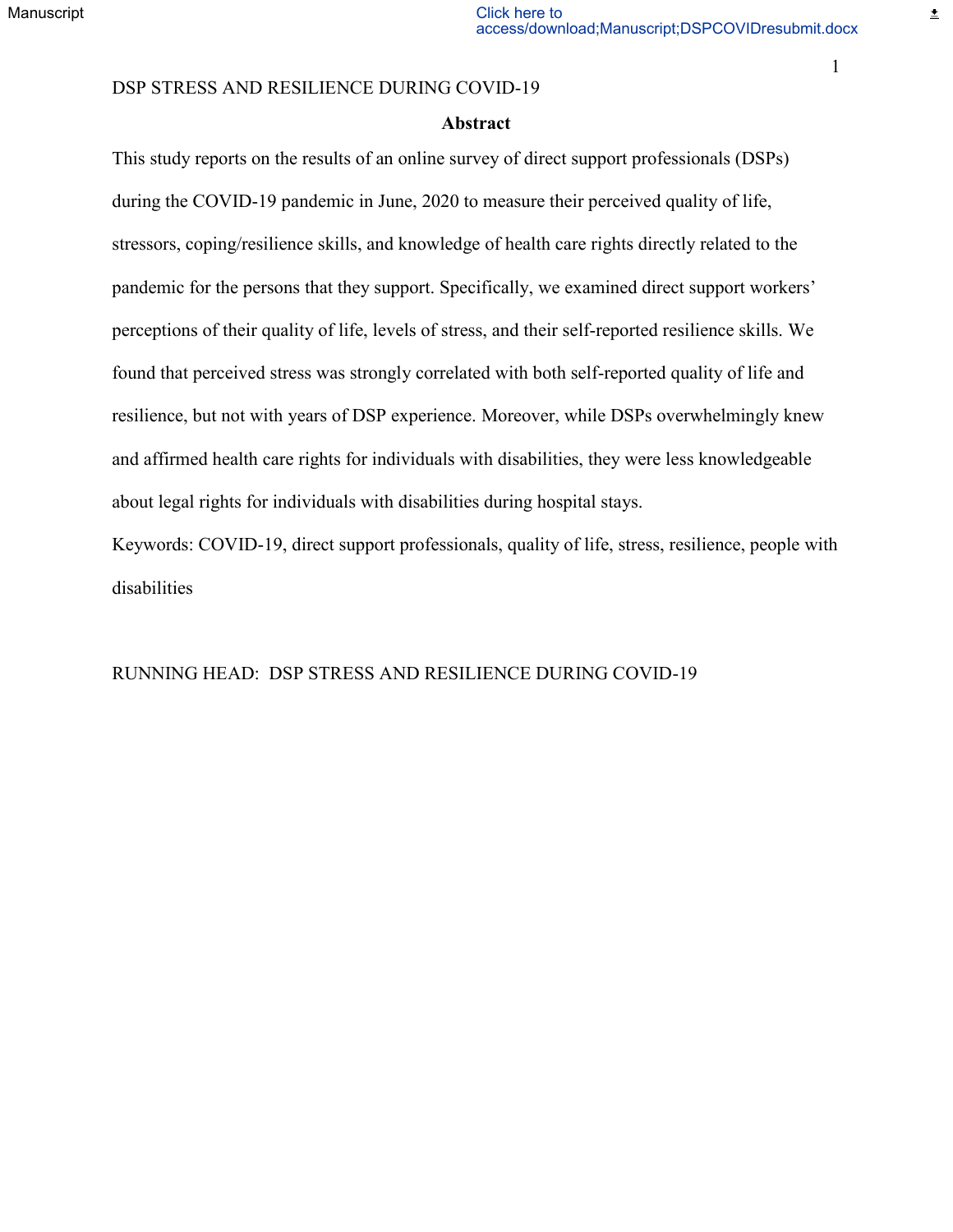## Abstract

This study reports on the results of an online survey of direct support professionals (DSPs) during the COVID-19 pandemic in June, 2020 to measure their perceived quality of life, stressors, coping/resilience skills, and knowledge of health care rights directly related to the pandemic for the persons that they support. Specifically, we examined direct support workers' perceptions of their quality of life, levels of stress, and their self-reported resilience skills. We found that perceived stress was strongly correlated with both self-reported quality of life and resilience, but not with years of DSP experience. Moreover, while DSPs overwhelmingly knew and affirmed health care rights for individuals with disabilities, they were less knowledgeable about legal rights for individuals with disabilities during hospital stays.

Keywords: COVID-19, direct support professionals, quality of life, stress, resilience, people with disabilities

RUNNING HEAD: DSP STRESS AND RESILIENCE DURING COVID-19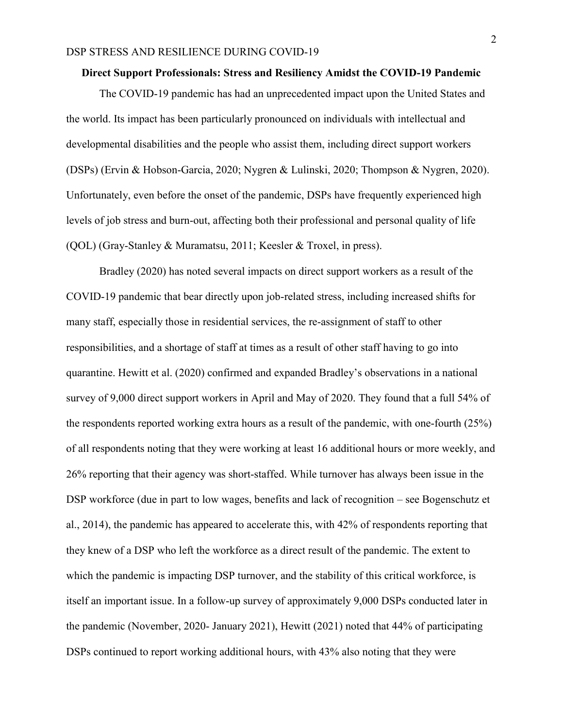## Direct Support Professionals: Stress and Resiliency Amidst the COVID-19 Pandemic

The COVID-19 pandemic has had an unprecedented impact upon the United States and the world. Its impact has been particularly pronounced on individuals with intellectual and developmental disabilities and the people who assist them, including direct support workers (DSPs) (Ervin & Hobson-Garcia, 2020; Nygren & Lulinski, 2020; Thompson & Nygren, 2020). Unfortunately, even before the onset of the pandemic, DSPs have frequently experienced high levels of job stress and burn-out, affecting both their professional and personal quality of life (QOL) (Gray-Stanley & Muramatsu, 2011; Keesler & Troxel, in press).

Bradley (2020) has noted several impacts on direct support workers as a result of the COVID-19 pandemic that bear directly upon job-related stress, including increased shifts for many staff, especially those in residential services, the re-assignment of staff to other responsibilities, and a shortage of staff at times as a result of other staff having to go into quarantine. Hewitt et al. (2020) confirmed and expanded Bradley's observations in a national survey of 9,000 direct support workers in April and May of 2020. They found that a full 54% of the respondents reported working extra hours as a result of the pandemic, with one-fourth (25%) of all respondents noting that they were working at least 16 additional hours or more weekly, and 26% reporting that their agency was short-staffed. While turnover has always been issue in the DSP workforce (due in part to low wages, benefits and lack of recognition – see Bogenschutz et al., 2014), the pandemic has appeared to accelerate this, with 42% of respondents reporting that they knew of a DSP who left the workforce as a direct result of the pandemic. The extent to which the pandemic is impacting DSP turnover, and the stability of this critical workforce, is itself an important issue. In a follow-up survey of approximately 9,000 DSPs conducted later in the pandemic (November, 2020- January 2021), Hewitt (2021) noted that 44% of participating DSPs continued to report working additional hours, with 43% also noting that they were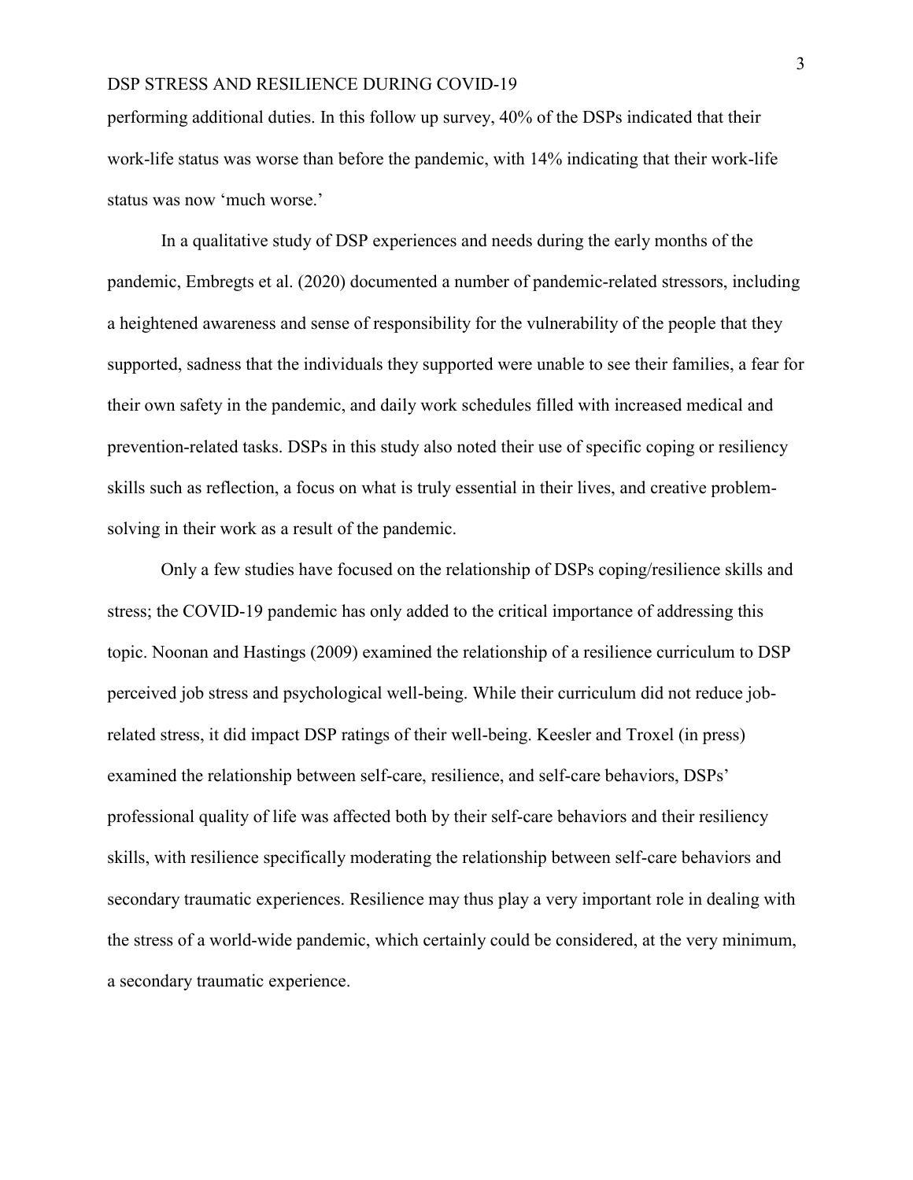performing additional duties. In this follow up survey, 40% of the DSPs indicated that their work-life status was worse than before the pandemic, with 14% indicating that their work-life status was now 'much worse.'

In a qualitative study of DSP experiences and needs during the early months of the pandemic, Embregts et al. (2020) documented a number of pandemic-related stressors, including a heightened awareness and sense of responsibility for the vulnerability of the people that they supported, sadness that the individuals they supported were unable to see their families, a fear for their own safety in the pandemic, and daily work schedules filled with increased medical and prevention-related tasks. DSPs in this study also noted their use of specific coping or resiliency skills such as reflection, a focus on what is truly essential in their lives, and creative problem-solving in their work as a result of the pandemic.

Only a few studies have focused on the relationship of DSPs coping/resilience skills and stress; the COVID-19 pandemic has only added to the critical importance of addressing this topic. Noonan and Hastings (2009) examined the relationship of a resilience curriculum to DSP perceived job stress and psychological well-being. While their curriculum did not reduce job-related stress, it did impact DSP ratings of their well-being. Keesler and Troxel (in press) examined the relationship between self-care, resilience, and self-care behaviors, DSPs' professional quality of life was affected both by their self-care behaviors and their resiliency skills, with resilience specifically moderating the relationship between self-care behaviors and secondary traumatic experiences. Resilience may thus play a very important role in dealing with the stress of a world-wide pandemic, which certainly could be considered, at the very minimum, a secondary traumatic experience.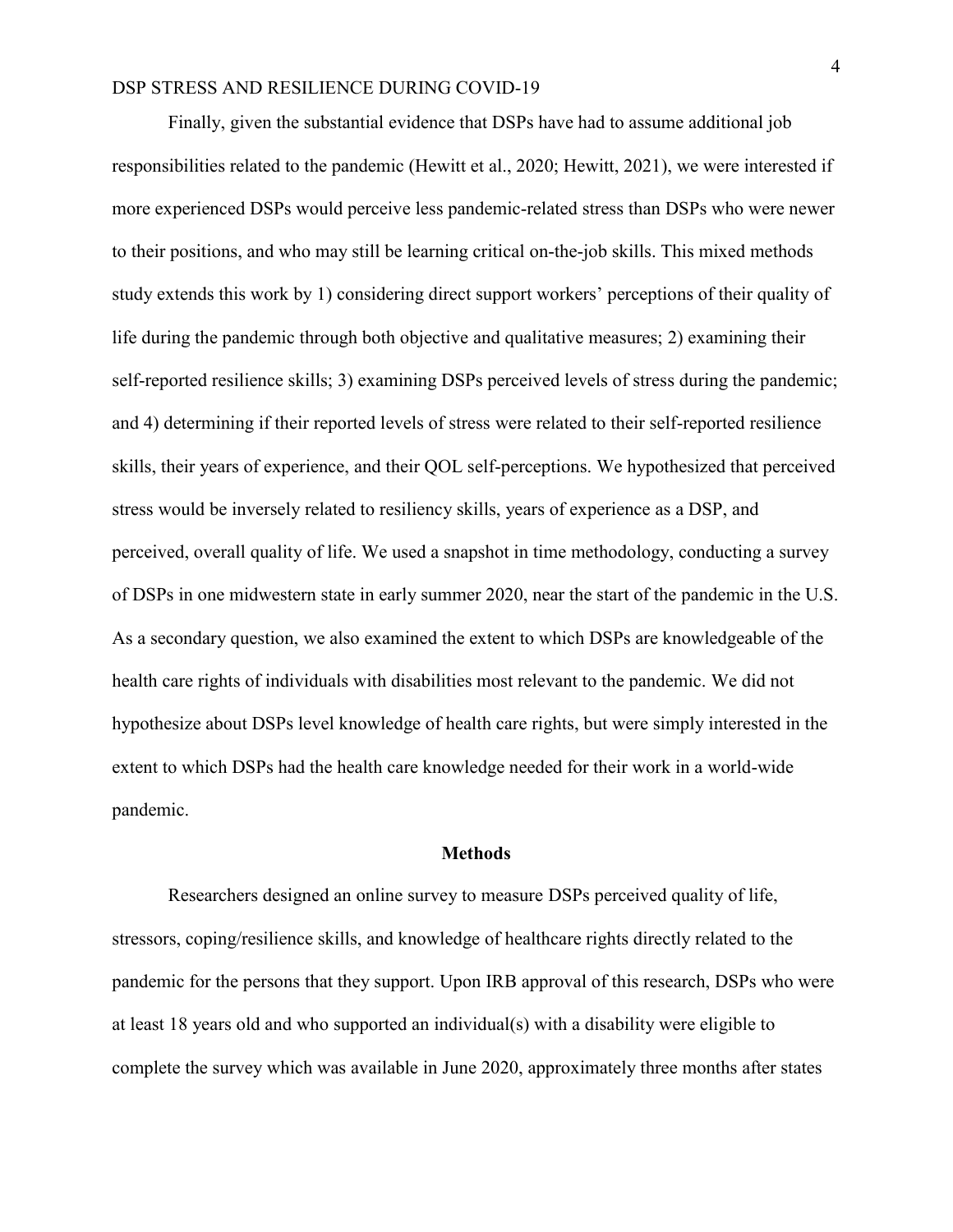Finally, given the substantial evidence that DSPs have had to assume additional job responsibilities related to the pandemic (Hewitt et al., 2020; Hewitt, 2021), we were interested if more experienced DSPs would perceive less pandemic-related stress than DSPs who were newer to their positions, and who may still be learning critical on-the-job skills. This mixed methods study extends this work by 1) considering direct support workers' perceptions of their quality of life during the pandemic through both objective and qualitative measures; 2) examining their self-reported resilience skills; 3) examining DSPs perceived levels of stress during the pandemic; and 4) determining if their reported levels of stress were related to their self-reported resilience skills, their years of experience, and their QOL self-perceptions. We hypothesized that perceived stress would be inversely related to resiliency skills, years of experience as a DSP, and perceived, overall quality of life. We used a snapshot in time methodology, conducting a survey of DSPs in one midwestern state in early summer 2020, near the start of the pandemic in the U.S. As a secondary question, we also examined the extent to which DSPs are knowledgeable of the health care rights of individuals with disabilities most relevant to the pandemic. We did not hypothesize about DSPs level knowledge of health care rights, but were simply interested in the extent to which DSPs had the health care knowledge needed for their work in a world-wide pandemic.

## Methods

Researchers designed an online survey to measure DSPs perceived quality of life, stressors, coping/resilience skills, and knowledge of healthcare rights directly related to the pandemic for the persons that they support. Upon IRB approval of this research, DSPs who were at least 18 years old and who supported an individual(s) with a disability were eligible to complete the survey which was available in June 2020, approximately three months after states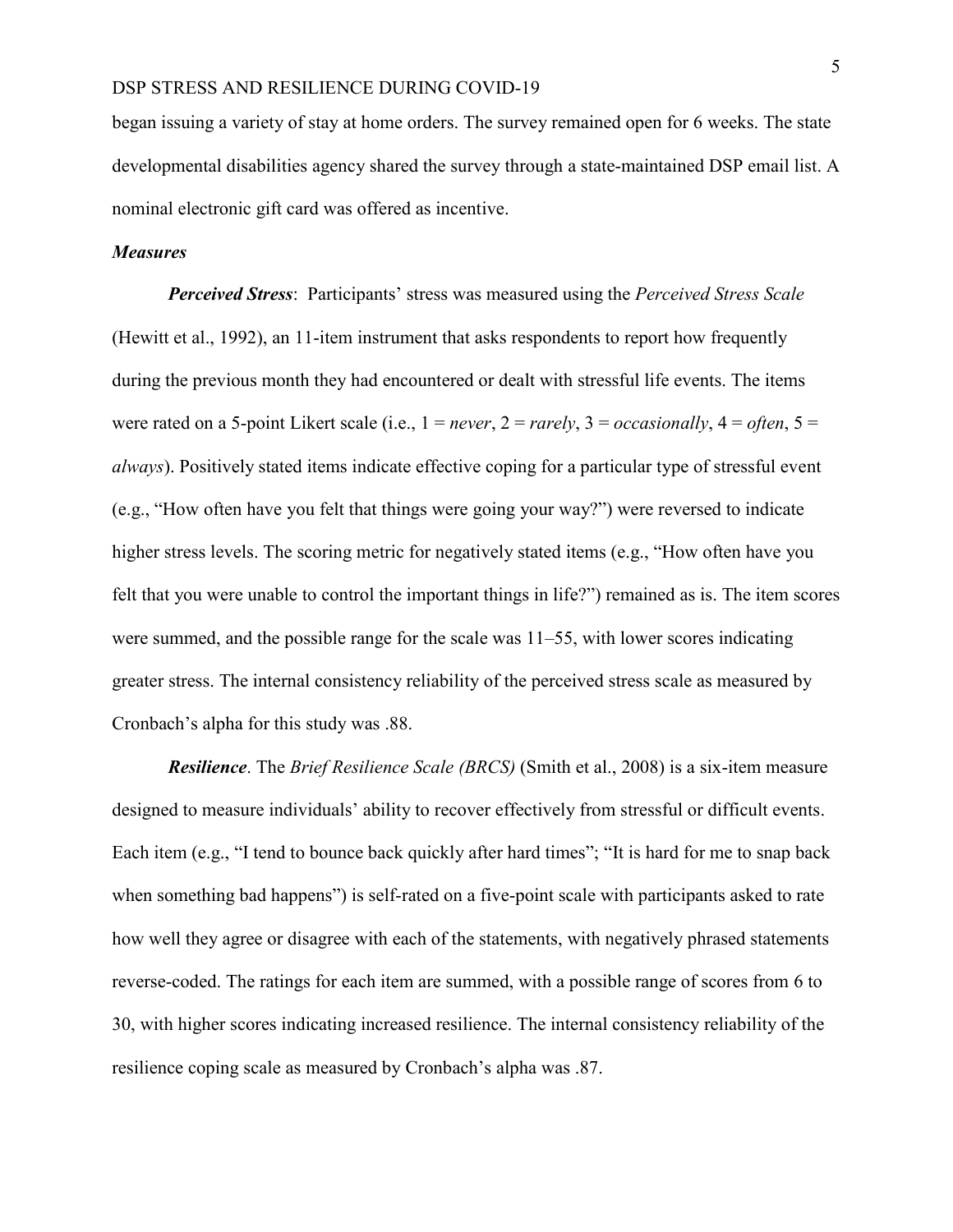began issuing a variety of stay at home orders. The survey remained open for 6 weeks. The state developmental disabilities agency shared the survey through a state-maintained DSP email list. A nominal electronic gift card was offered as incentive.

### *Measures*

***Perceived Stress***: Participants' stress was measured using the *Perceived Stress Scale* (Hewitt et al., 1992), an 11-item instrument that asks respondents to report how frequently during the previous month they had encountered or dealt with stressful life events. The items were rated on a 5-point Likert scale (i.e., 1 = *never*, 2 = *rarely*, 3 = *occasionally*, 4 = *often*, 5 = *always*). Positively stated items indicate effective coping for a particular type of stressful event (e.g., "How often have you felt that things were going your way?") were reversed to indicate higher stress levels. The scoring metric for negatively stated items (e.g., "How often have you felt that you were unable to control the important things in life?") remained as is. The item scores were summed, and the possible range for the scale was 11–55, with lower scores indicating greater stress. The internal consistency reliability of the perceived stress scale as measured by Cronbach's alpha for this study was .88.

***Resilience***. The *Brief Resilience Scale (BRCS)* (Smith et al., 2008) is a six-item measure designed to measure individuals' ability to recover effectively from stressful or difficult events. Each item (e.g., "I tend to bounce back quickly after hard times"; "It is hard for me to snap back when something bad happens") is self-rated on a five-point scale with participants asked to rate how well they agree or disagree with each of the statements, with negatively phrased statements reverse-coded. The ratings for each item are summed, with a possible range of scores from 6 to 30, with higher scores indicating increased resilience. The internal consistency reliability of the resilience coping scale as measured by Cronbach's alpha was .87.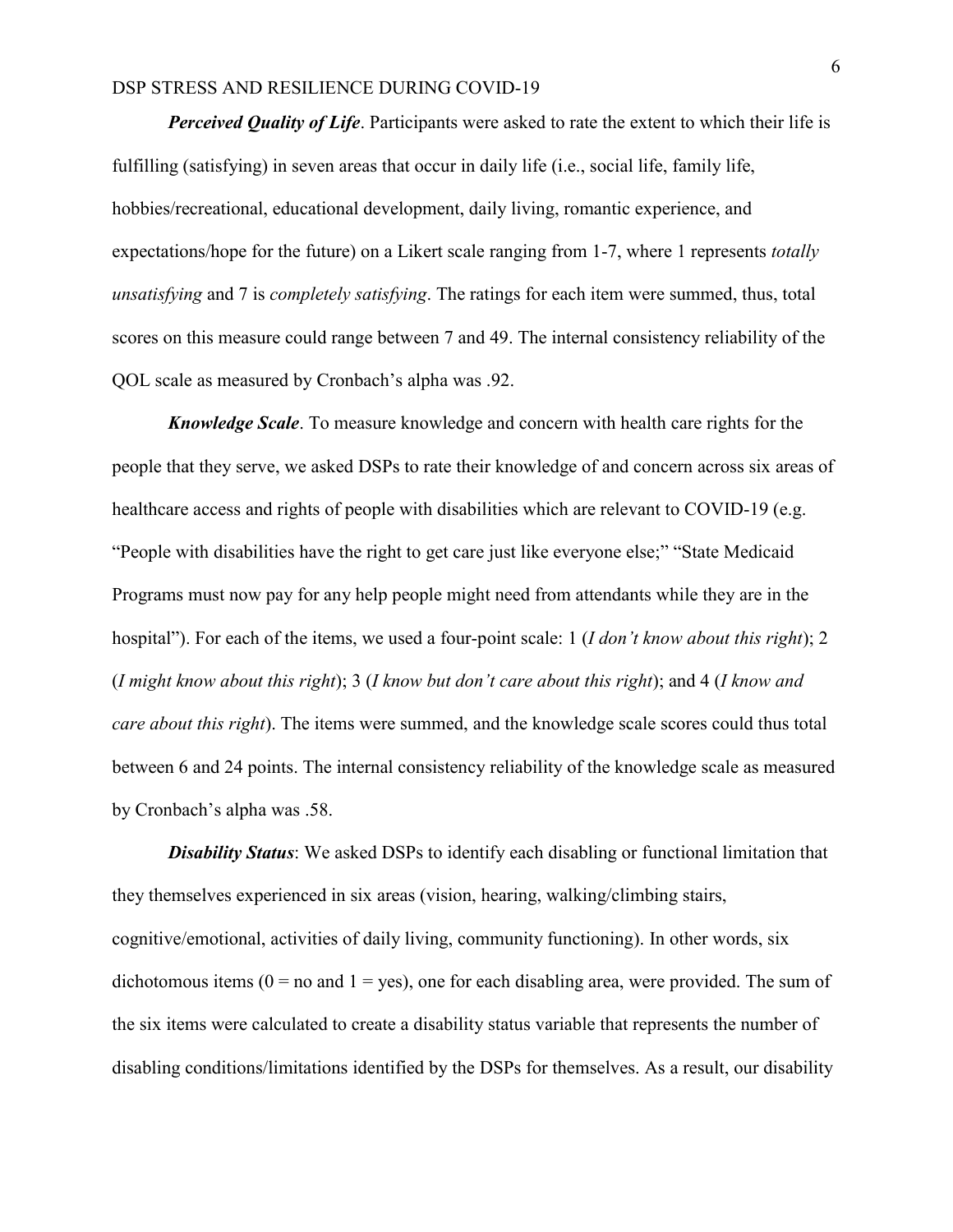***Perceived Quality of Life***. Participants were asked to rate the extent to which their life is fulfilling (satisfying) in seven areas that occur in daily life (i.e., social life, family life, hobbies/recreational, educational development, daily living, romantic experience, and expectations/hope for the future) on a Likert scale ranging from 1-7, where 1 represents *totally unsatisfying* and 7 is *completely satisfying*. The ratings for each item were summed, thus, total scores on this measure could range between 7 and 49. The internal consistency reliability of the QOL scale as measured by Cronbach's alpha was .92.

***Knowledge Scale***. To measure knowledge and concern with health care rights for the people that they serve, we asked DSPs to rate their knowledge of and concern across six areas of healthcare access and rights of people with disabilities which are relevant to COVID-19 (e.g. "People with disabilities have the right to get care just like everyone else;" "State Medicaid Programs must now pay for any help people might need from attendants while they are in the hospital"). For each of the items, we used a four-point scale: 1 (*I don't know about this right*); 2 (*I might know about this right*); 3 (*I know but don't care about this right*); and 4 (*I know and care about this right*). The items were summed, and the knowledge scale scores could thus total between 6 and 24 points. The internal consistency reliability of the knowledge scale as measured by Cronbach's alpha was .58.

***Disability Status***: We asked DSPs to identify each disabling or functional limitation that they themselves experienced in six areas (vision, hearing, walking/climbing stairs, cognitive/emotional, activities of daily living, community functioning). In other words, six dichotomous items (0 = no and 1 = yes), one for each disabling area, were provided. The sum of the six items were calculated to create a disability status variable that represents the number of disabling conditions/limitations identified by the DSPs for themselves. As a result, our disability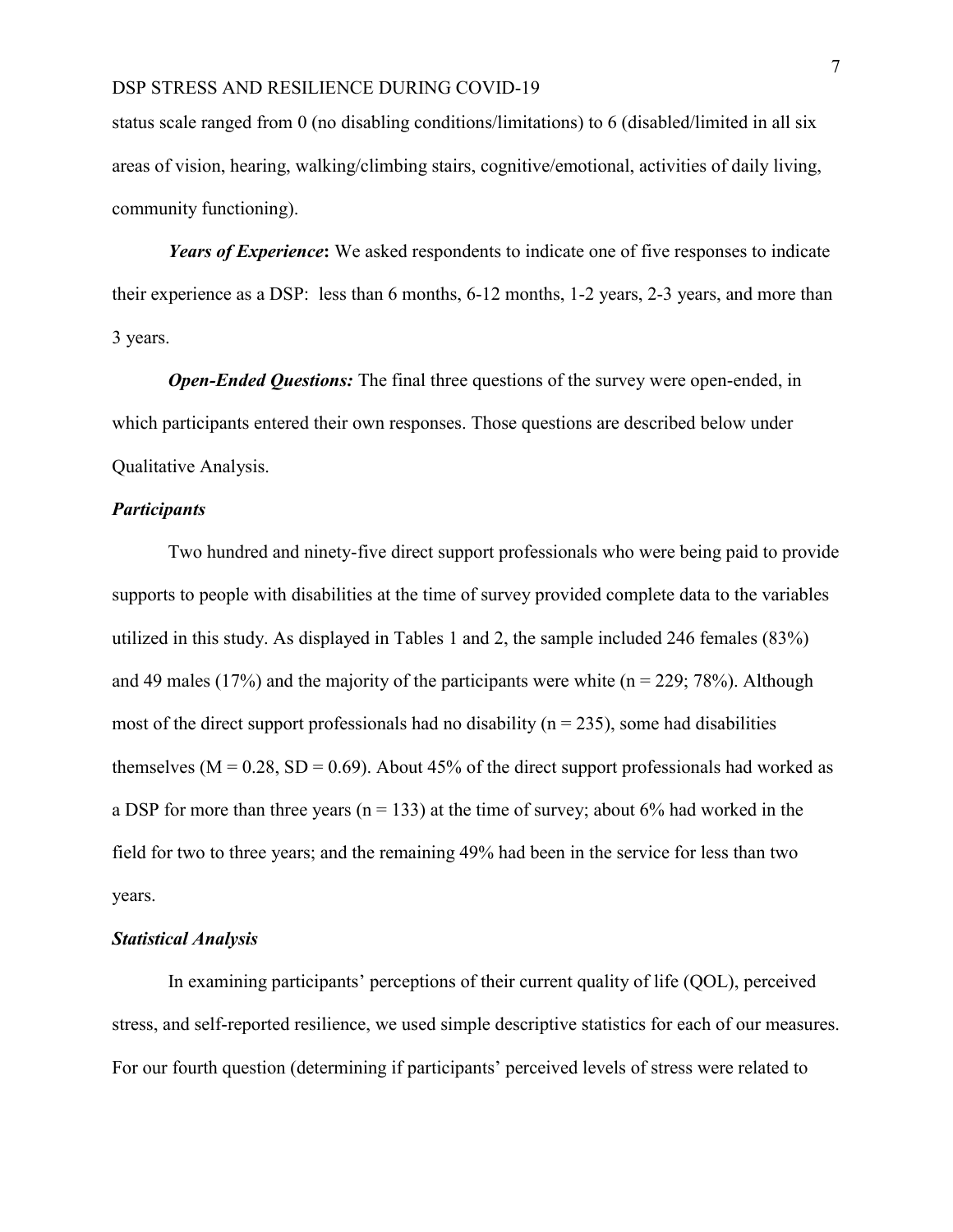status scale ranged from 0 (no disabling conditions/limitations) to 6 (disabled/limited in all six areas of vision, hearing, walking/climbing stairs, cognitive/emotional, activities of daily living, community functioning).

***Years of Experience*:** We asked respondents to indicate one of five responses to indicate their experience as a DSP: less than 6 months, 6-12 months, 1-2 years, 2-3 years, and more than 3 years.

***Open-Ended Questions:*** The final three questions of the survey were open-ended, in which participants entered their own responses. Those questions are described below under Qualitative Analysis.

### *Participants*

Two hundred and ninety-five direct support professionals who were being paid to provide supports to people with disabilities at the time of survey provided complete data to the variables utilized in this study. As displayed in Tables 1 and 2, the sample included 246 females (83%) and 49 males (17%) and the majority of the participants were white ($n = 229$; 78%). Although most of the direct support professionals had no disability ($n = 235$), some had disabilities themselves ($M = 0.28$, $SD = 0.69$). About 45% of the direct support professionals had worked as a DSP for more than three years ($n = 133$) at the time of survey; about 6% had worked in the field for two to three years; and the remaining 49% had been in the service for less than two years.

### *Statistical Analysis*

In examining participants' perceptions of their current quality of life (QOL), perceived stress, and self-reported resilience, we used simple descriptive statistics for each of our measures. For our fourth question (determining if participants' perceived levels of stress were related to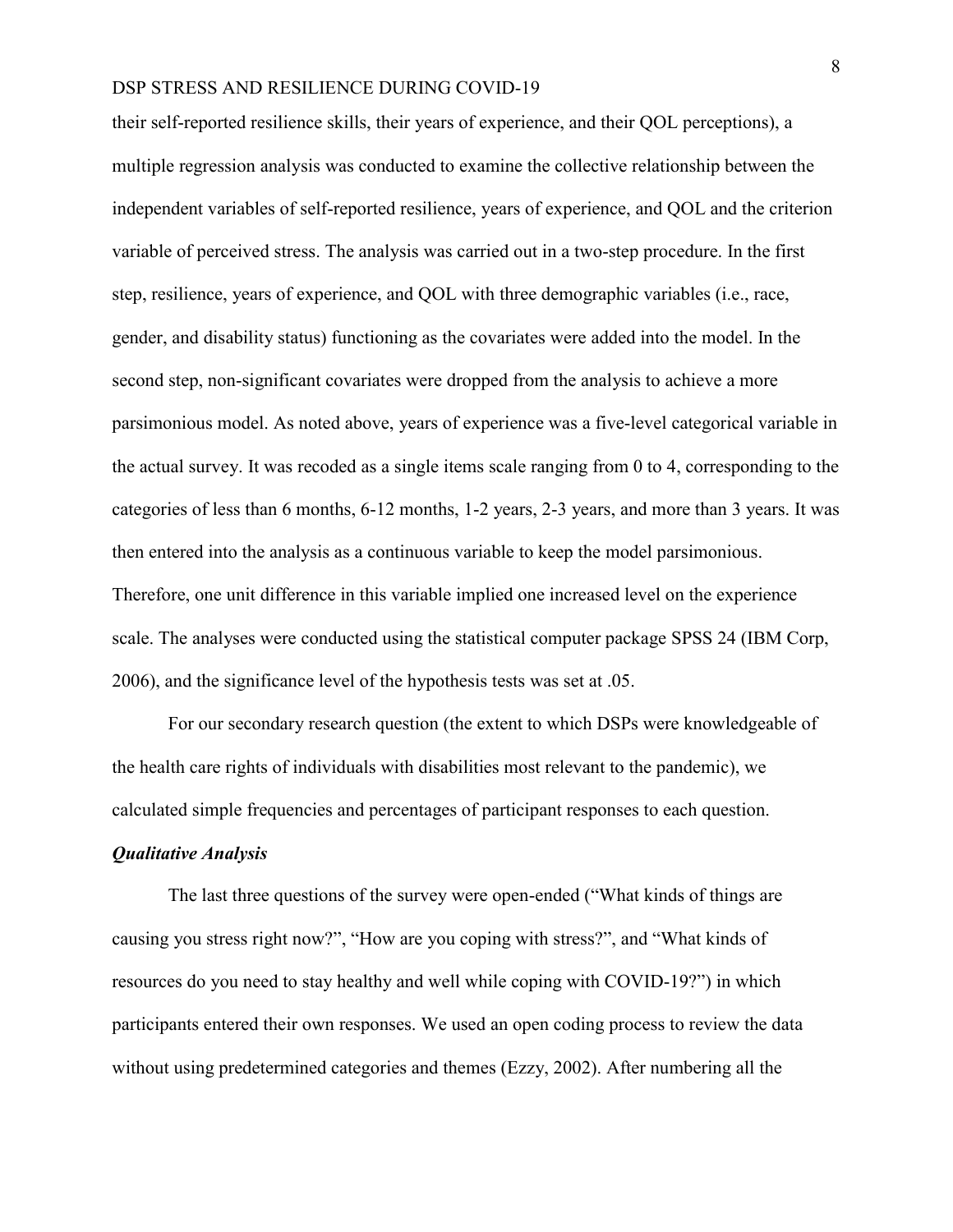their self-reported resilience skills, their years of experience, and their QOL perceptions), a multiple regression analysis was conducted to examine the collective relationship between the independent variables of self-reported resilience, years of experience, and QOL and the criterion variable of perceived stress. The analysis was carried out in a two-step procedure. In the first step, resilience, years of experience, and QOL with three demographic variables (i.e., race, gender, and disability status) functioning as the covariates were added into the model. In the second step, non-significant covariates were dropped from the analysis to achieve a more parsimonious model. As noted above, years of experience was a five-level categorical variable in the actual survey. It was recoded as a single items scale ranging from 0 to 4, corresponding to the categories of less than 6 months, 6-12 months, 1-2 years, 2-3 years, and more than 3 years. It was then entered into the analysis as a continuous variable to keep the model parsimonious. Therefore, one unit difference in this variable implied one increased level on the experience scale. The analyses were conducted using the statistical computer package SPSS 24 (IBM Corp, 2006), and the significance level of the hypothesis tests was set at .05.

For our secondary research question (the extent to which DSPs were knowledgeable of the health care rights of individuals with disabilities most relevant to the pandemic), we calculated simple frequencies and percentages of participant responses to each question.

### *Qualitative Analysis*

The last three questions of the survey were open-ended ("What kinds of things are causing you stress right now?", "How are you coping with stress?", and "What kinds of resources do you need to stay healthy and well while coping with COVID-19?") in which participants entered their own responses. We used an open coding process to review the data without using predetermined categories and themes (Ezzy, 2002). After numbering all the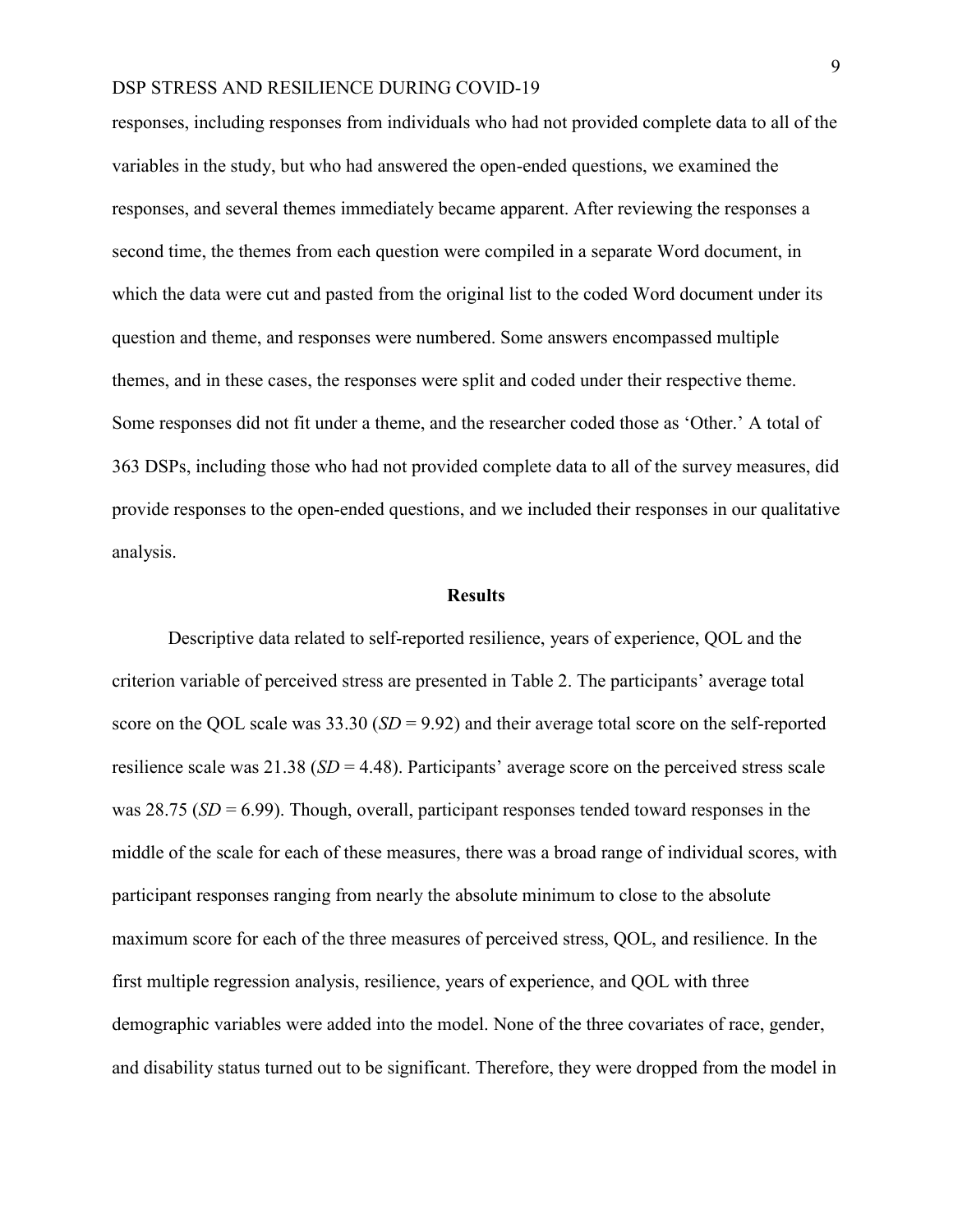responses, including responses from individuals who had not provided complete data to all of the variables in the study, but who had answered the open-ended questions, we examined the responses, and several themes immediately became apparent. After reviewing the responses a second time, the themes from each question were compiled in a separate Word document, in which the data were cut and pasted from the original list to the coded Word document under its question and theme, and responses were numbered. Some answers encompassed multiple themes, and in these cases, the responses were split and coded under their respective theme. Some responses did not fit under a theme, and the researcher coded those as 'Other.' A total of 363 DSPs, including those who had not provided complete data to all of the survey measures, did provide responses to the open-ended questions, and we included their responses in our qualitative analysis.

## Results

Descriptive data related to self-reported resilience, years of experience, QOL and the criterion variable of perceived stress are presented in Table 2. The participants' average total score on the QOL scale was 33.30 ($SD$ = 9.92) and their average total score on the self-reported resilience scale was 21.38 ($SD$ = 4.48). Participants' average score on the perceived stress scale was 28.75 ($SD$ = 6.99). Though, overall, participant responses tended toward responses in the middle of the scale for each of these measures, there was a broad range of individual scores, with participant responses ranging from nearly the absolute minimum to close to the absolute maximum score for each of the three measures of perceived stress, QOL, and resilience. In the first multiple regression analysis, resilience, years of experience, and QOL with three demographic variables were added into the model. None of the three covariates of race, gender, and disability status turned out to be significant. Therefore, they were dropped from the model in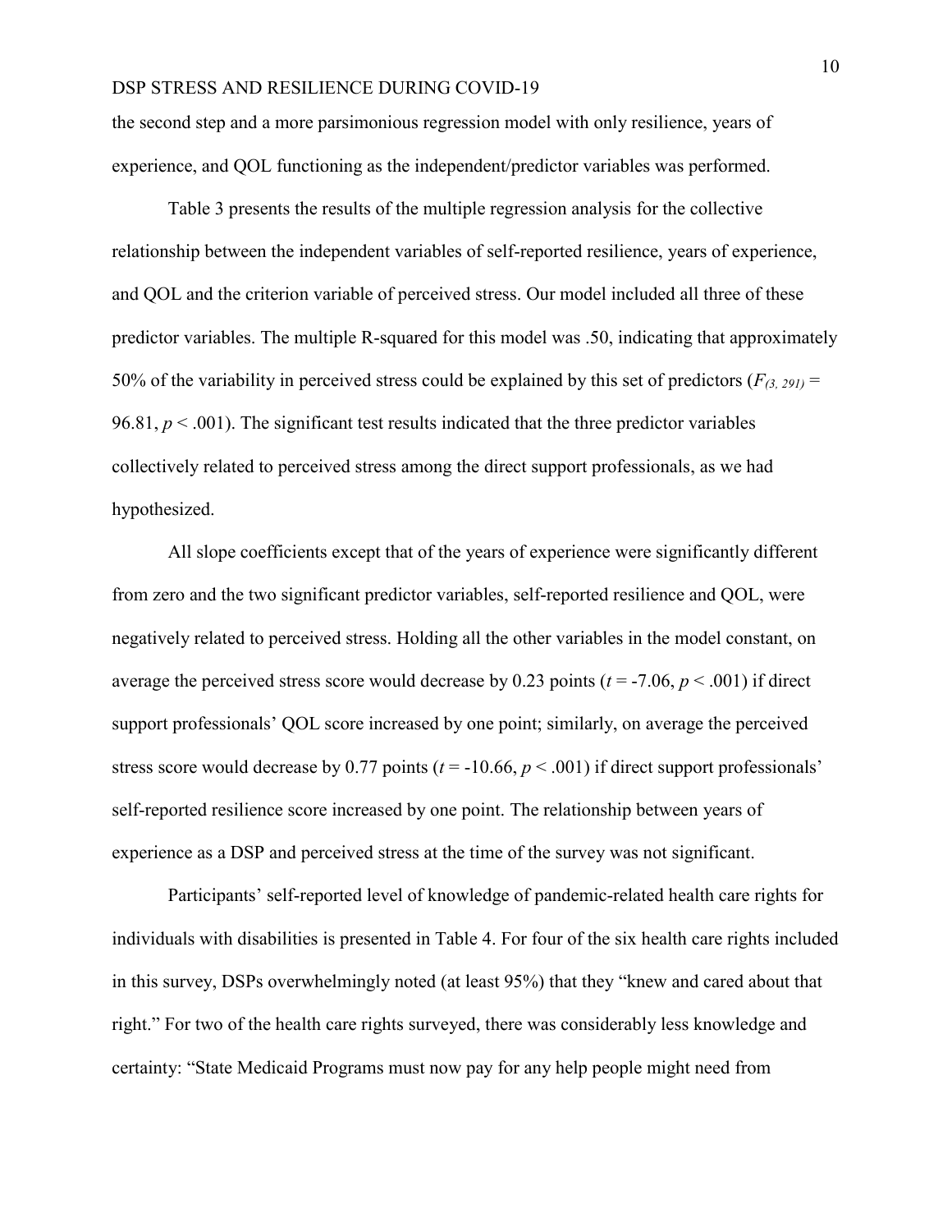the second step and a more parsimonious regression model with only resilience, years of experience, and QOL functioning as the independent/predictor variables was performed.

Table 3 presents the results of the multiple regression analysis for the collective relationship between the independent variables of self-reported resilience, years of experience, and QOL and the criterion variable of perceived stress. Our model included all three of these predictor variables. The multiple R-squared for this model was .50, indicating that approximately 50% of the variability in perceived stress could be explained by this set of predictors ($F_{(3,\ 291)}$ = 96.81, $p < .001$). The significant test results indicated that the three predictor variables collectively related to perceived stress among the direct support professionals, as we had hypothesized.

All slope coefficients except that of the years of experience were significantly different from zero and the two significant predictor variables, self-reported resilience and QOL, were negatively related to perceived stress. Holding all the other variables in the model constant, on average the perceived stress score would decrease by 0.23 points ($t$ = -7.06, $p < .001$) if direct support professionals' QOL score increased by one point; similarly, on average the perceived stress score would decrease by 0.77 points ($t$ = -10.66, $p < .001$) if direct support professionals' self-reported resilience score increased by one point. The relationship between years of experience as a DSP and perceived stress at the time of the survey was not significant.

Participants' self-reported level of knowledge of pandemic-related health care rights for individuals with disabilities is presented in Table 4. For four of the six health care rights included in this survey, DSPs overwhelmingly noted (at least 95%) that they "knew and cared about that right." For two of the health care rights surveyed, there was considerably less knowledge and certainty: "State Medicaid Programs must now pay for any help people might need from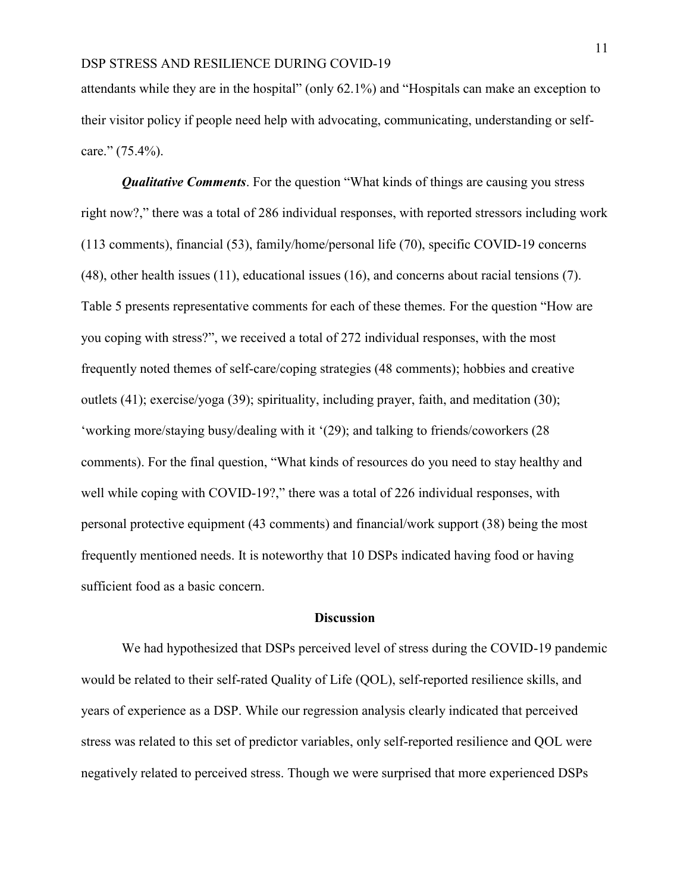attendants while they are in the hospital" (only 62.1%) and "Hospitals can make an exception to their visitor policy if people need help with advocating, communicating, understanding or self-care." (75.4%).

***Qualitative Comments***. For the question "What kinds of things are causing you stress right now?," there was a total of 286 individual responses, with reported stressors including work (113 comments), financial (53), family/home/personal life (70), specific COVID-19 concerns (48), other health issues (11), educational issues (16), and concerns about racial tensions (7). Table 5 presents representative comments for each of these themes. For the question "How are you coping with stress?", we received a total of 272 individual responses, with the most frequently noted themes of self-care/coping strategies (48 comments); hobbies and creative outlets (41); exercise/yoga (39); spirituality, including prayer, faith, and meditation (30); 'working more/staying busy/dealing with it '(29); and talking to friends/coworkers (28 comments). For the final question, "What kinds of resources do you need to stay healthy and well while coping with COVID-19?," there was a total of 226 individual responses, with personal protective equipment (43 comments) and financial/work support (38) being the most frequently mentioned needs. It is noteworthy that 10 DSPs indicated having food or having sufficient food as a basic concern.

## Discussion

We had hypothesized that DSPs perceived level of stress during the COVID-19 pandemic would be related to their self-rated Quality of Life (QOL), self-reported resilience skills, and years of experience as a DSP. While our regression analysis clearly indicated that perceived stress was related to this set of predictor variables, only self-reported resilience and QOL were negatively related to perceived stress. Though we were surprised that more experienced DSPs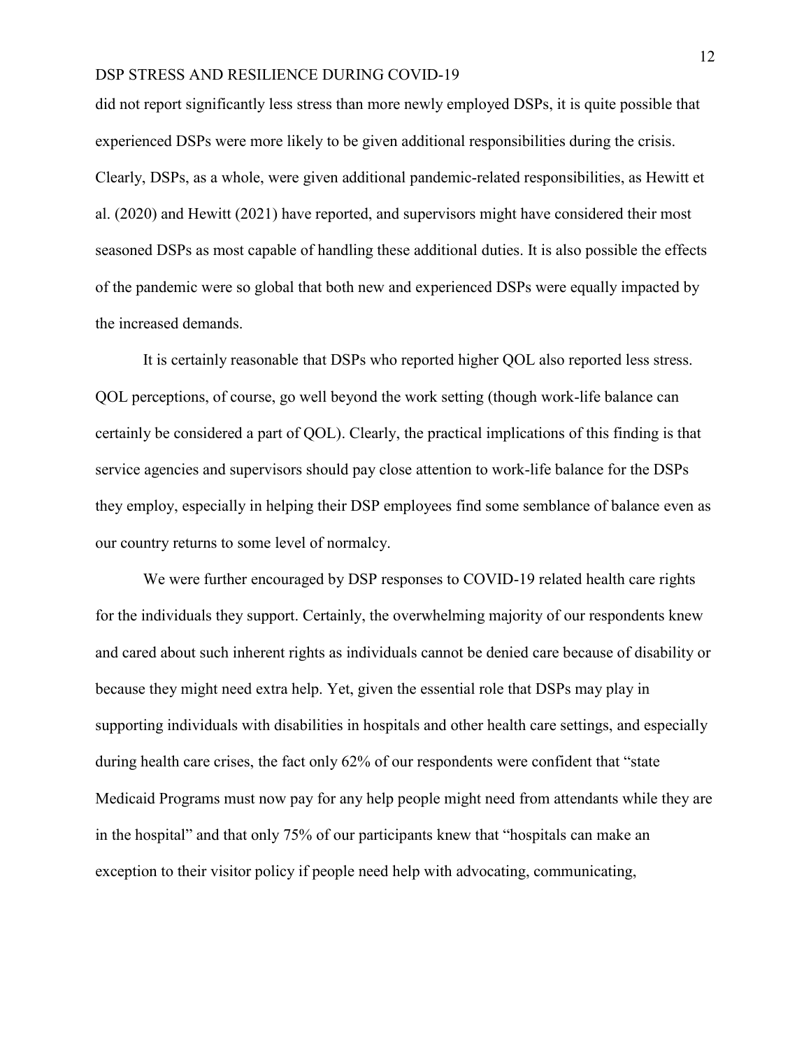did not report significantly less stress than more newly employed DSPs, it is quite possible that experienced DSPs were more likely to be given additional responsibilities during the crisis. Clearly, DSPs, as a whole, were given additional pandemic-related responsibilities, as Hewitt et al. (2020) and Hewitt (2021) have reported, and supervisors might have considered their most seasoned DSPs as most capable of handling these additional duties. It is also possible the effects of the pandemic were so global that both new and experienced DSPs were equally impacted by the increased demands.

It is certainly reasonable that DSPs who reported higher QOL also reported less stress. QOL perceptions, of course, go well beyond the work setting (though work-life balance can certainly be considered a part of QOL). Clearly, the practical implications of this finding is that service agencies and supervisors should pay close attention to work-life balance for the DSPs they employ, especially in helping their DSP employees find some semblance of balance even as our country returns to some level of normalcy.

We were further encouraged by DSP responses to COVID-19 related health care rights for the individuals they support. Certainly, the overwhelming majority of our respondents knew and cared about such inherent rights as individuals cannot be denied care because of disability or because they might need extra help. Yet, given the essential role that DSPs may play in supporting individuals with disabilities in hospitals and other health care settings, and especially during health care crises, the fact only 62% of our respondents were confident that "state Medicaid Programs must now pay for any help people might need from attendants while they are in the hospital" and that only 75% of our participants knew that "hospitals can make an exception to their visitor policy if people need help with advocating, communicating,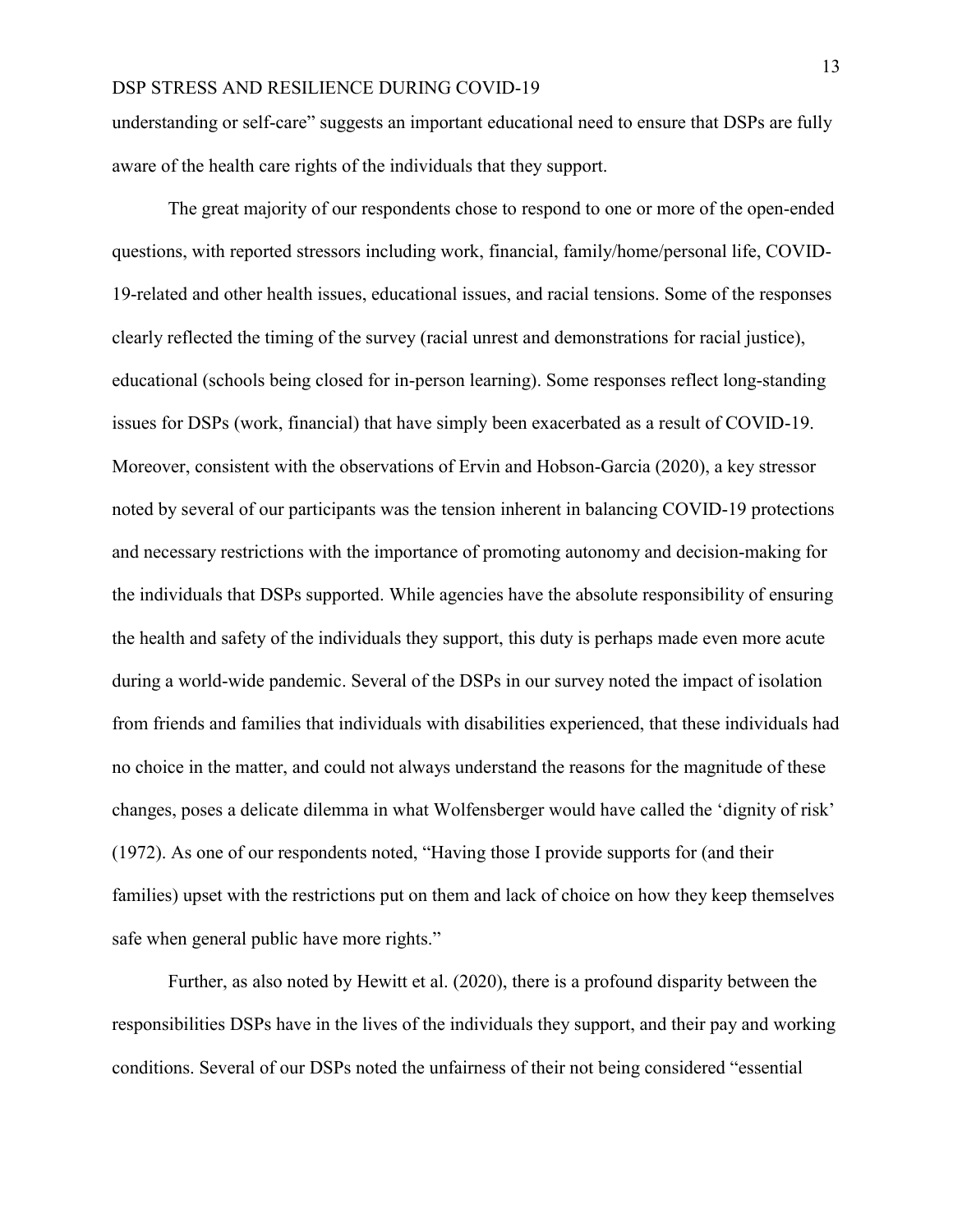understanding or self-care" suggests an important educational need to ensure that DSPs are fully aware of the health care rights of the individuals that they support.

The great majority of our respondents chose to respond to one or more of the open-ended questions, with reported stressors including work, financial, family/home/personal life, COVID-19-related and other health issues, educational issues, and racial tensions. Some of the responses clearly reflected the timing of the survey (racial unrest and demonstrations for racial justice), educational (schools being closed for in-person learning). Some responses reflect long-standing issues for DSPs (work, financial) that have simply been exacerbated as a result of COVID-19. Moreover, consistent with the observations of Ervin and Hobson-Garcia (2020), a key stressor noted by several of our participants was the tension inherent in balancing COVID-19 protections and necessary restrictions with the importance of promoting autonomy and decision-making for the individuals that DSPs supported. While agencies have the absolute responsibility of ensuring the health and safety of the individuals they support, this duty is perhaps made even more acute during a world-wide pandemic. Several of the DSPs in our survey noted the impact of isolation from friends and families that individuals with disabilities experienced, that these individuals had no choice in the matter, and could not always understand the reasons for the magnitude of these changes, poses a delicate dilemma in what Wolfensberger would have called the 'dignity of risk' (1972). As one of our respondents noted, "Having those I provide supports for (and their families) upset with the restrictions put on them and lack of choice on how they keep themselves safe when general public have more rights."

Further, as also noted by Hewitt et al. (2020), there is a profound disparity between the responsibilities DSPs have in the lives of the individuals they support, and their pay and working conditions. Several of our DSPs noted the unfairness of their not being considered "essential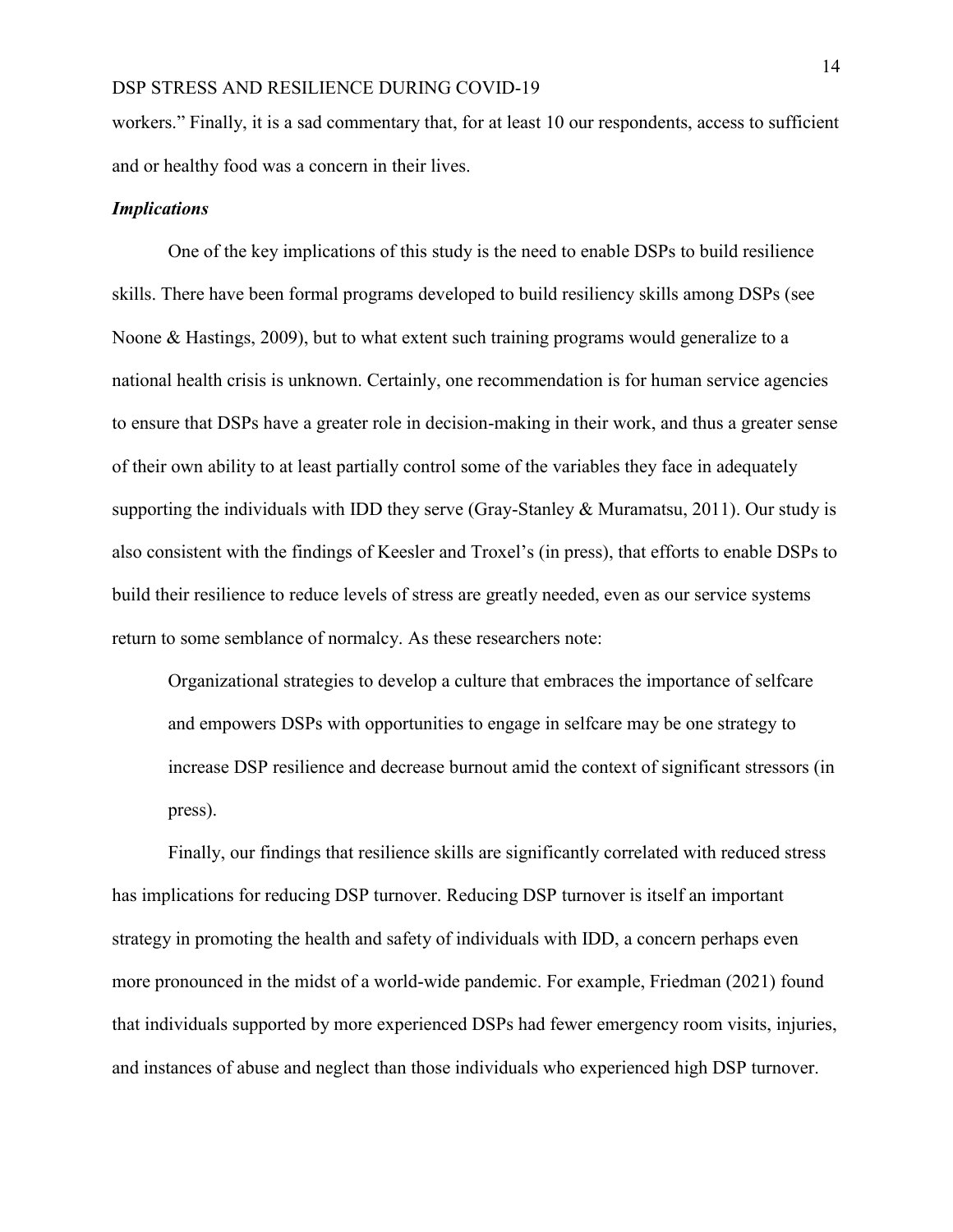workers." Finally, it is a sad commentary that, for at least 10 our respondents, access to sufficient and or healthy food was a concern in their lives.

### *Implications*

One of the key implications of this study is the need to enable DSPs to build resilience skills. There have been formal programs developed to build resiliency skills among DSPs (see Noone & Hastings, 2009), but to what extent such training programs would generalize to a national health crisis is unknown. Certainly, one recommendation is for human service agencies to ensure that DSPs have a greater role in decision-making in their work, and thus a greater sense of their own ability to at least partially control some of the variables they face in adequately supporting the individuals with IDD they serve (Gray-Stanley & Muramatsu, 2011). Our study is also consistent with the findings of Keesler and Troxel's (in press), that efforts to enable DSPs to build their resilience to reduce levels of stress are greatly needed, even as our service systems return to some semblance of normalcy. As these researchers note:

> Organizational strategies to develop a culture that embraces the importance of selfcare and empowers DSPs with opportunities to engage in selfcare may be one strategy to increase DSP resilience and decrease burnout amid the context of significant stressors (in press).

Finally, our findings that resilience skills are significantly correlated with reduced stress has implications for reducing DSP turnover. Reducing DSP turnover is itself an important strategy in promoting the health and safety of individuals with IDD, a concern perhaps even more pronounced in the midst of a world-wide pandemic. For example, Friedman (2021) found that individuals supported by more experienced DSPs had fewer emergency room visits, injuries, and instances of abuse and neglect than those individuals who experienced high DSP turnover.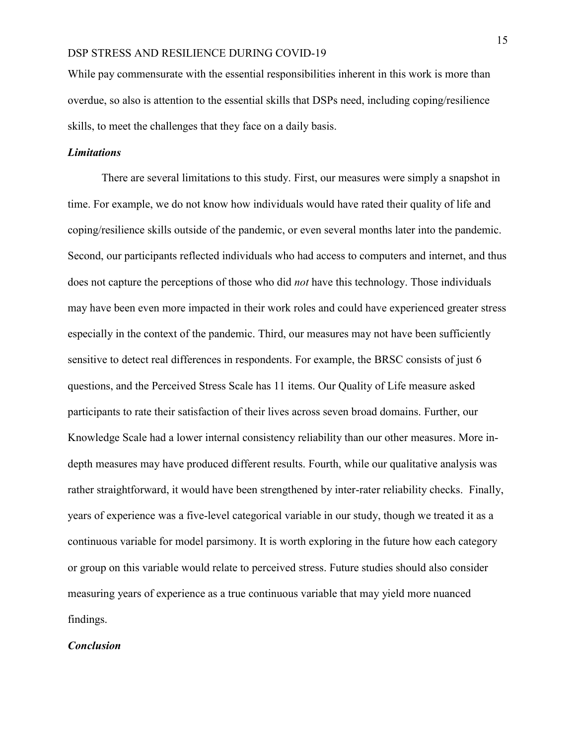While pay commensurate with the essential responsibilities inherent in this work is more than overdue, so also is attention to the essential skills that DSPs need, including coping/resilience skills, to meet the challenges that they face on a daily basis.

### *Limitations*

There are several limitations to this study. First, our measures were simply a snapshot in time. For example, we do not know how individuals would have rated their quality of life and coping/resilience skills outside of the pandemic, or even several months later into the pandemic. Second, our participants reflected individuals who had access to computers and internet, and thus does not capture the perceptions of those who did *not* have this technology. Those individuals may have been even more impacted in their work roles and could have experienced greater stress especially in the context of the pandemic. Third, our measures may not have been sufficiently sensitive to detect real differences in respondents. For example, the BRSC consists of just 6 questions, and the Perceived Stress Scale has 11 items. Our Quality of Life measure asked participants to rate their satisfaction of their lives across seven broad domains. Further, our Knowledge Scale had a lower internal consistency reliability than our other measures. More in-depth measures may have produced different results. Fourth, while our qualitative analysis was rather straightforward, it would have been strengthened by inter-rater reliability checks. Finally, years of experience was a five-level categorical variable in our study, though we treated it as a continuous variable for model parsimony. It is worth exploring in the future how each category or group on this variable would relate to perceived stress. Future studies should also consider measuring years of experience as a true continuous variable that may yield more nuanced findings.

### *Conclusion*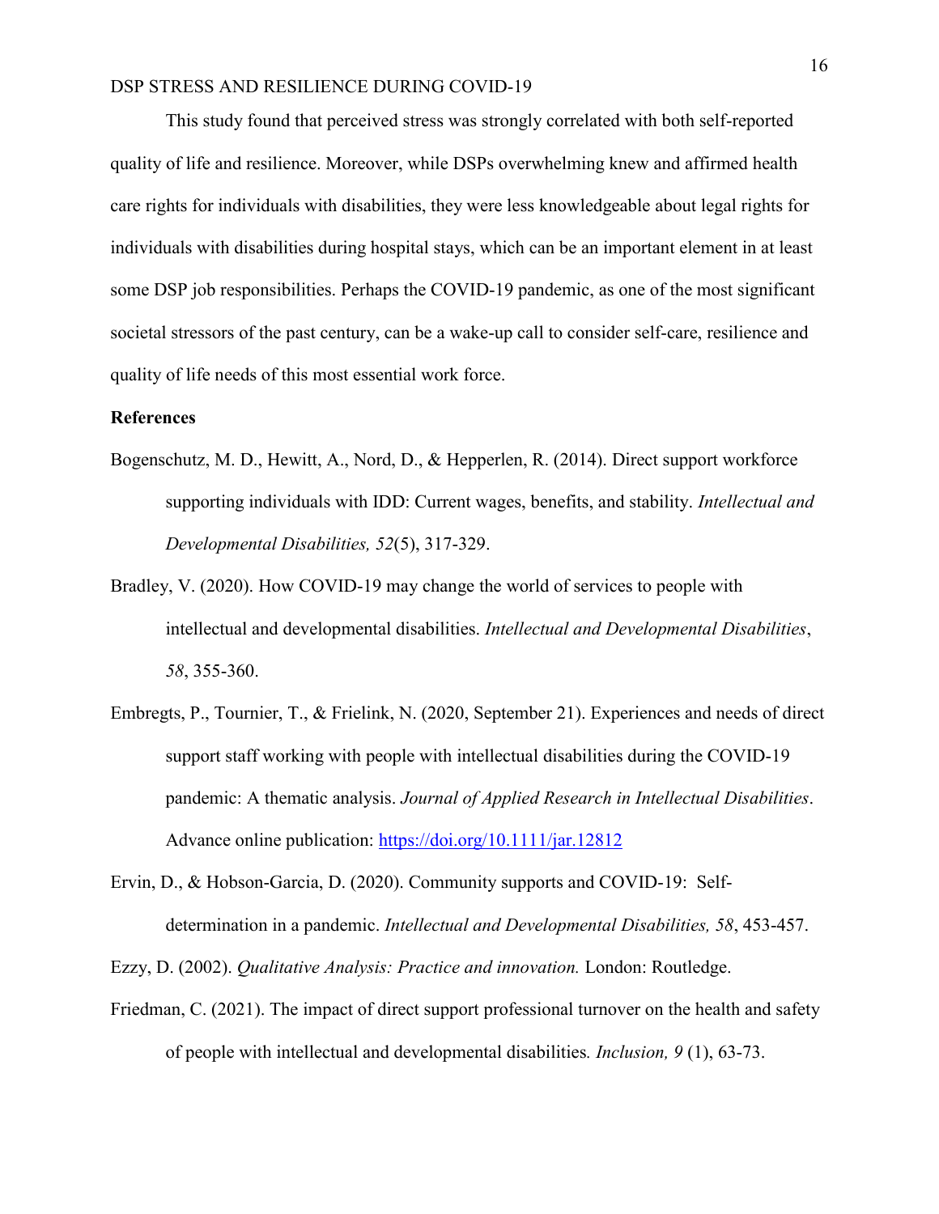This study found that perceived stress was strongly correlated with both self-reported quality of life and resilience. Moreover, while DSPs overwhelming knew and affirmed health care rights for individuals with disabilities, they were less knowledgeable about legal rights for individuals with disabilities during hospital stays, which can be an important element in at least some DSP job responsibilities. Perhaps the COVID-19 pandemic, as one of the most significant societal stressors of the past century, can be a wake-up call to consider self-care, resilience and quality of life needs of this most essential work force.

**References**

Bogenschutz, M. D., Hewitt, A., Nord, D., & Hepperlen, R. (2014). Direct support workforce supporting individuals with IDD: Current wages, benefits, and stability. *Intellectual and Developmental Disabilities, 52*(5), 317-329.

Bradley, V. (2020). How COVID-19 may change the world of services to people with intellectual and developmental disabilities. *Intellectual and Developmental Disabilities*, *58*, 355-360.

Embregts, P., Tournier, T., & Frielink, N. (2020, September 21). Experiences and needs of direct support staff working with people with intellectual disabilities during the COVID-19 pandemic: A thematic analysis. *Journal of Applied Research in Intellectual Disabilities*. Advance online publication: https://doi.org/10.1111/jar.12812

Ervin, D., & Hobson-Garcia, D. (2020). Community supports and COVID-19: Self-determination in a pandemic. *Intellectual and Developmental Disabilities, 58*, 453-457.

Ezzy, D. (2002). *Qualitative Analysis: Practice and innovation.* London: Routledge.

Friedman, C. (2021). The impact of direct support professional turnover on the health and safety of people with intellectual and developmental disabilities*.* *Inclusion, 9* (1), 63-73.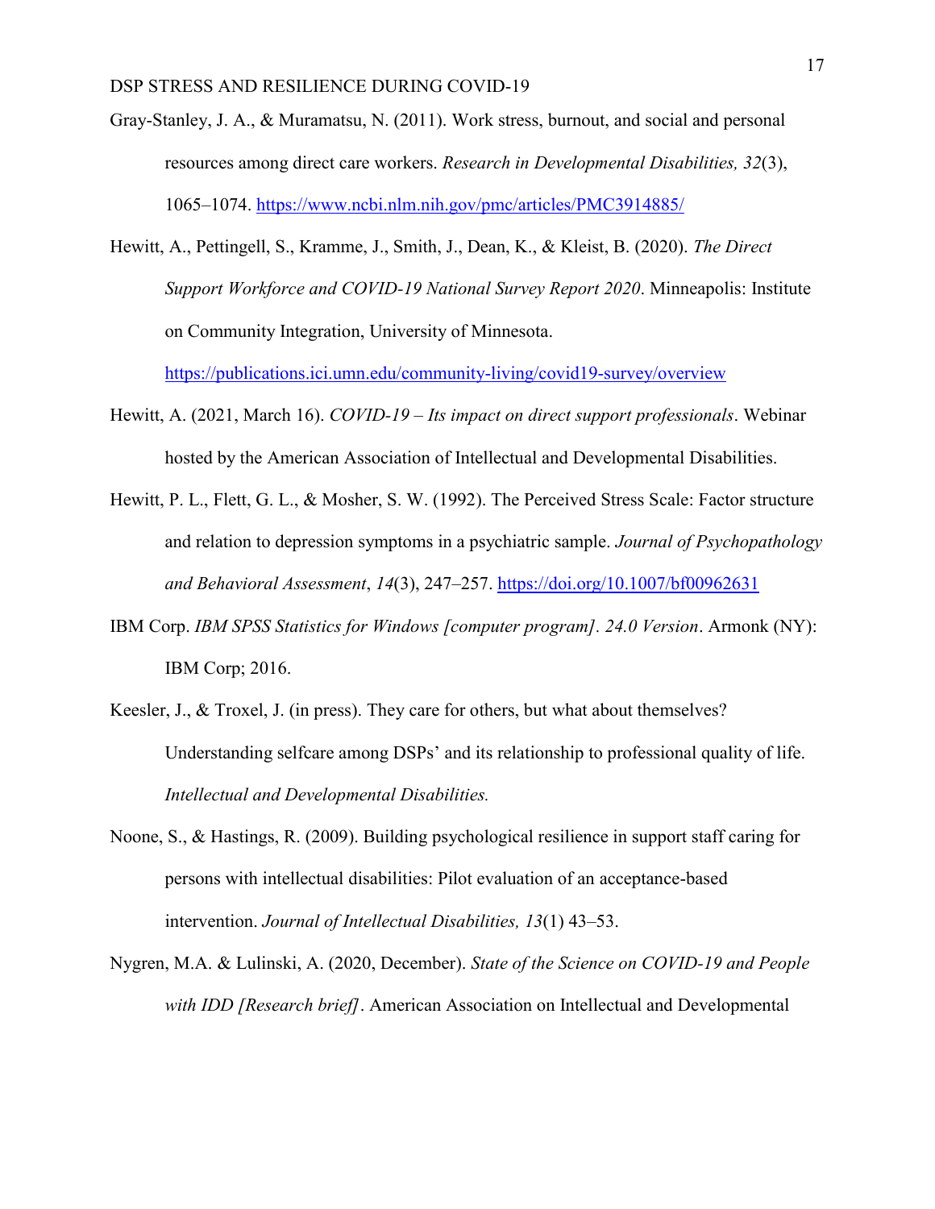Gray-Stanley, J. A., & Muramatsu, N. (2011). Work stress, burnout, and social and personal resources among direct care workers. *Research in Developmental Disabilities, 32*(3), 1065–1074. https://www.ncbi.nlm.nih.gov/pmc/articles/PMC3914885/

Hewitt, A., Pettingell, S., Kramme, J., Smith, J., Dean, K., & Kleist, B. (2020). *The Direct Support Workforce and COVID-19 National Survey Report 2020*. Minneapolis: Institute on Community Integration, University of Minnesota. https://publications.ici.umn.edu/community-living/covid19-survey/overview

Hewitt, A. (2021, March 16). *COVID-19 – Its impact on direct support professionals*. Webinar hosted by the American Association of Intellectual and Developmental Disabilities.

Hewitt, P. L., Flett, G. L., & Mosher, S. W. (1992). The Perceived Stress Scale: Factor structure and relation to depression symptoms in a psychiatric sample. *Journal of Psychopathology and Behavioral Assessment*, *14*(3), 247–257. https://doi.org/10.1007/bf00962631

IBM Corp. *IBM SPSS Statistics for Windows [computer program]. 24.0 Version*. Armonk (NY): IBM Corp; 2016.

Keesler, J., & Troxel, J. (in press). They care for others, but what about themselves? Understanding selfcare among DSPs' and its relationship to professional quality of life. *Intellectual and Developmental Disabilities.*

Noone, S., & Hastings, R. (2009). Building psychological resilience in support staff caring for persons with intellectual disabilities: Pilot evaluation of an acceptance-based intervention. *Journal of Intellectual Disabilities, 13*(1) 43–53.

Nygren, M.A. & Lulinski, A. (2020, December). *State of the Science on COVID-19 and People with IDD [Research brief]*. American Association on Intellectual and Developmental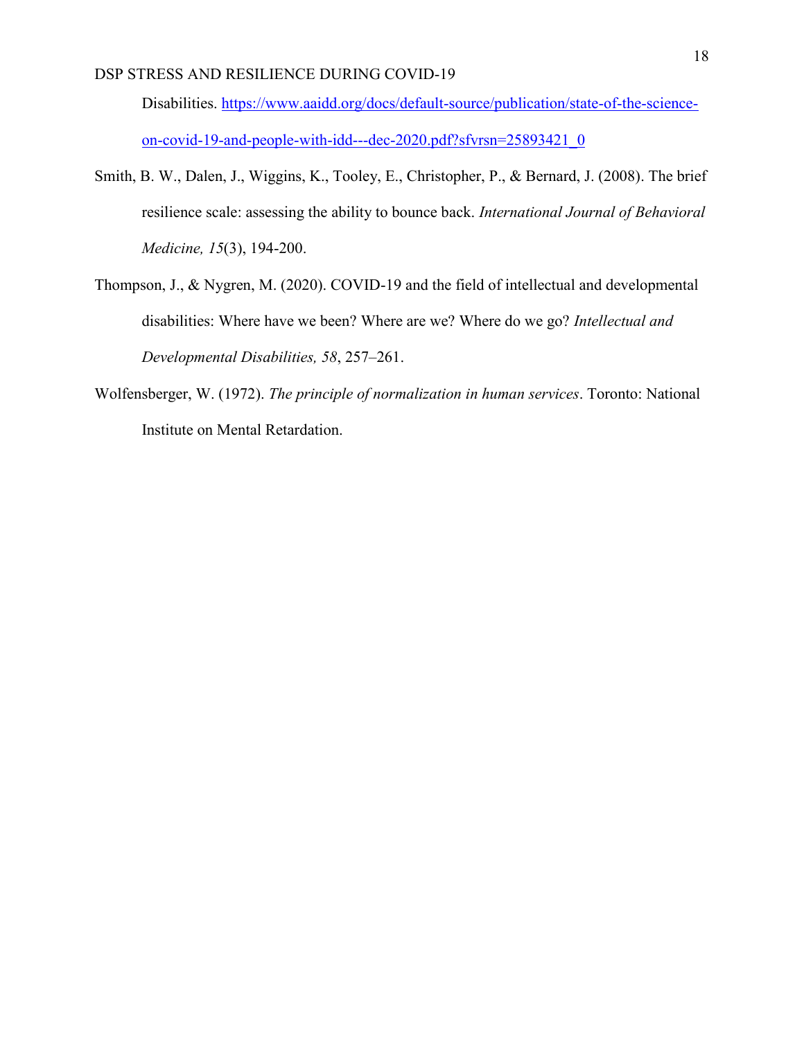Disabilities. https://www.aaidd.org/docs/default-source/publication/state-of-the-science-on-covid-19-and-people-with-idd---dec-2020.pdf?sfvrsn=25893421_0

Smith, B. W., Dalen, J., Wiggins, K., Tooley, E., Christopher, P., & Bernard, J. (2008). The brief resilience scale: assessing the ability to bounce back. *International Journal of Behavioral Medicine, 15*(3), 194-200.

Thompson, J., & Nygren, M. (2020). COVID-19 and the field of intellectual and developmental disabilities: Where have we been? Where are we? Where do we go? *Intellectual and Developmental Disabilities, 58*, 257–261.

Wolfensberger, W. (1972). *The principle of normalization in human services*. Toronto: National Institute on Mental Retardation.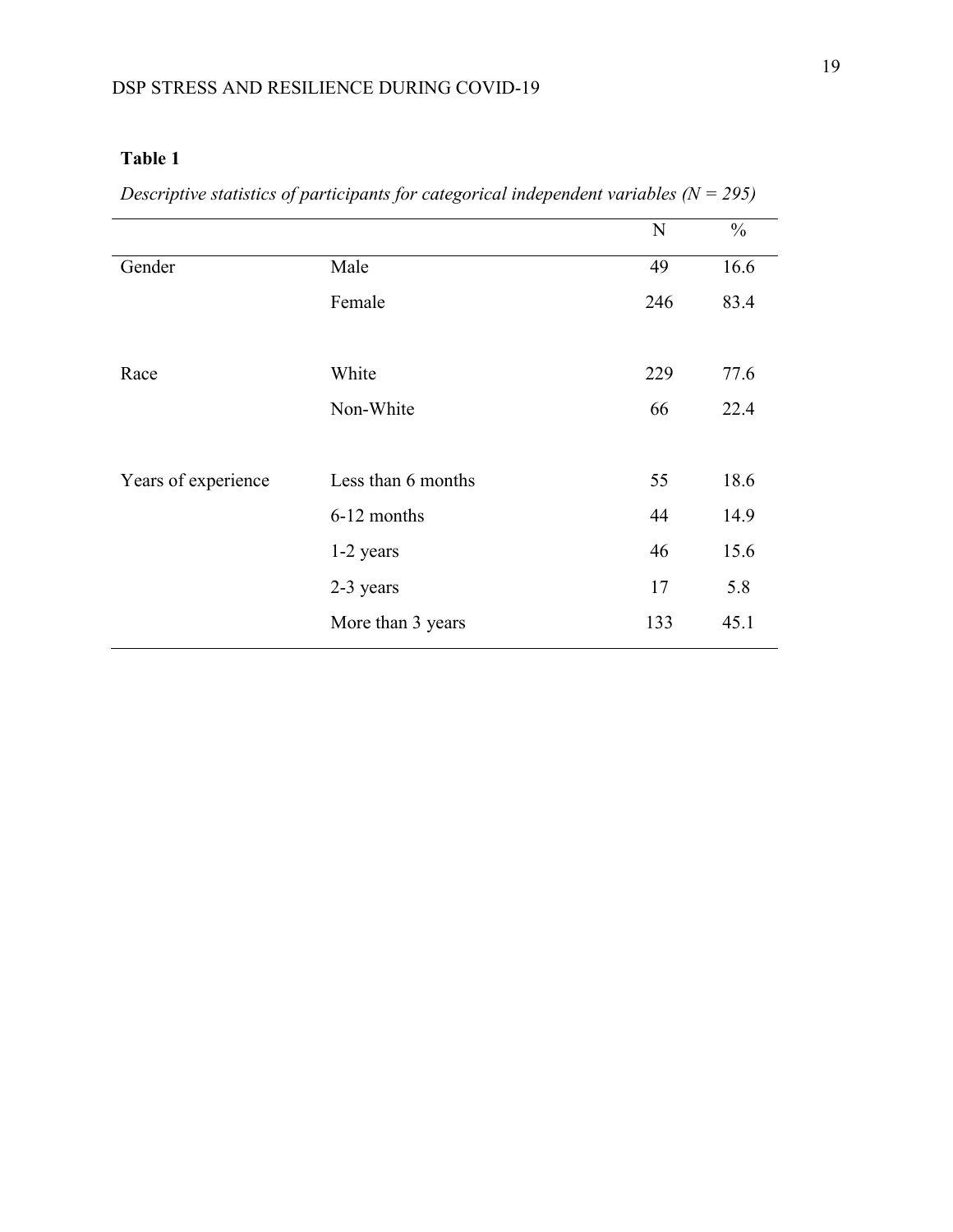**Table 1**

*Descriptive statistics of participants for categorical independent variables (N = 295)*

| | | N | % |
|---|---|---|---|
| Gender | Male | 49 | 16.6 |
| | Female | 246 | 83.4 |
| Race | White | 229 | 77.6 |
| | Non-White | 66 | 22.4 |
| Years of experience | Less than 6 months | 55 | 18.6 |
| | 6-12 months | 44 | 14.9 |
| | 1-2 years | 46 | 15.6 |
| | 2-3 years | 17 | 5.8 |
| | More than 3 years | 133 | 45.1 |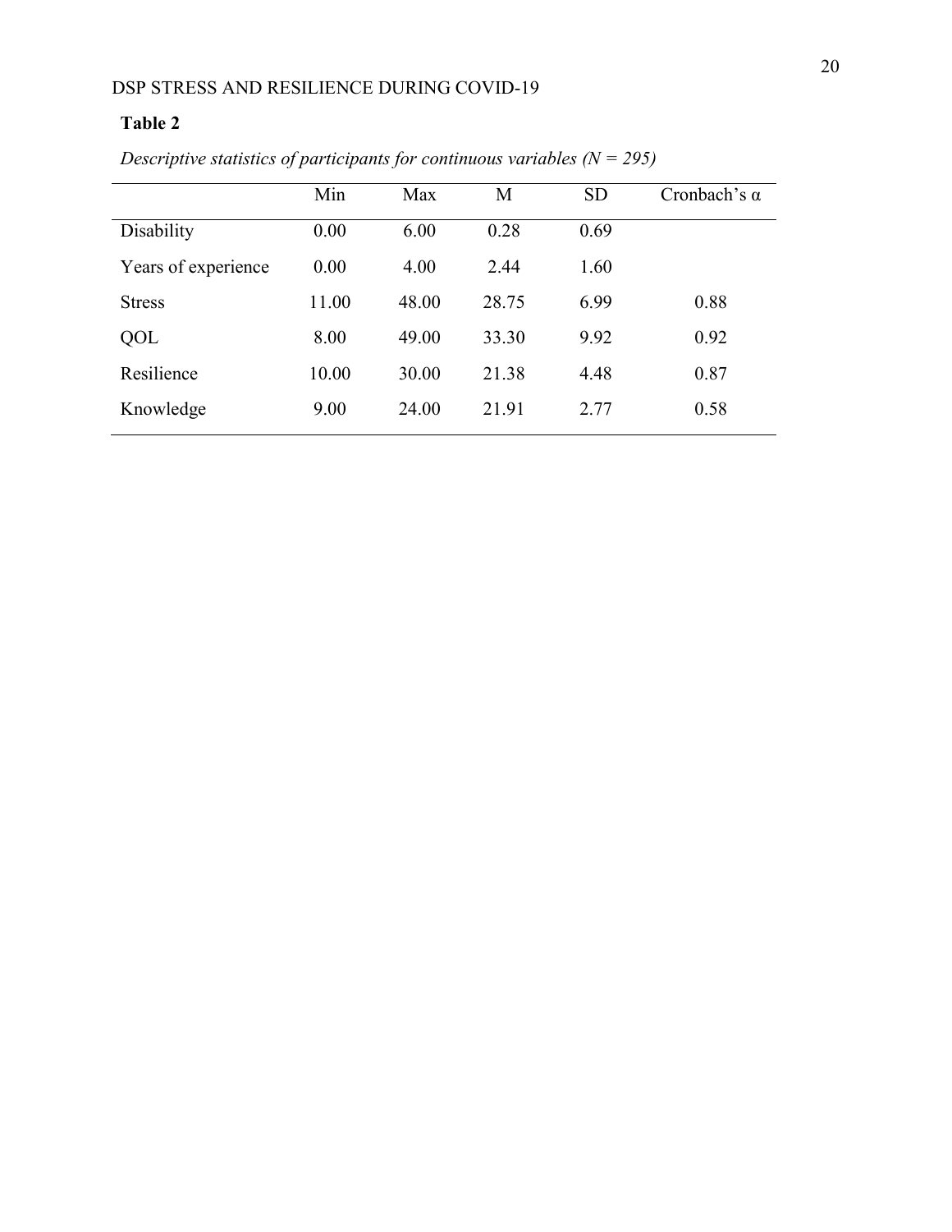**Table 2**

*Descriptive statistics of participants for continuous variables (N = 295)*

| | Min | Max | M | SD | Cronbach's α |
|---|---|---|---|---|---|
| Disability | 0.00 | 6.00 | 0.28 | 0.69 | |
| Years of experience | 0.00 | 4.00 | 2.44 | 1.60 | |
| Stress | 11.00 | 48.00 | 28.75 | 6.99 | 0.88 |
| QOL | 8.00 | 49.00 | 33.30 | 9.92 | 0.92 |
| Resilience | 10.00 | 30.00 | 21.38 | 4.48 | 0.87 |
| Knowledge | 9.00 | 24.00 | 21.91 | 2.77 | 0.58 |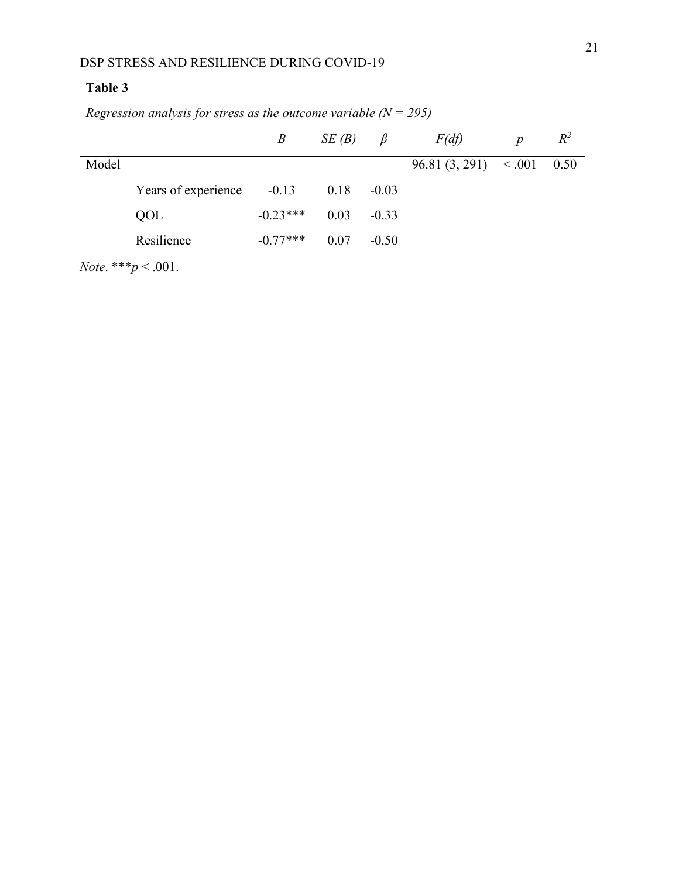**Table 3**

*Regression analysis for stress as the outcome variable (N = 295)*

| | | *B* | *SE (B)* | *β* | *F(df)* | *p* | $R^2$ |
|---|---|---|---|---|---|---|---|
| Model | | | | | 96.81 (3, 291) | < .001 | 0.50 |
| | Years of experience | -0.13 | 0.18 | -0.03 | | | |
| | QOL | -0.23*** | 0.03 | -0.33 | | | |
| | Resilience | -0.77*** | 0.07 | -0.50 | | | |

*Note*. ***$p < .001$.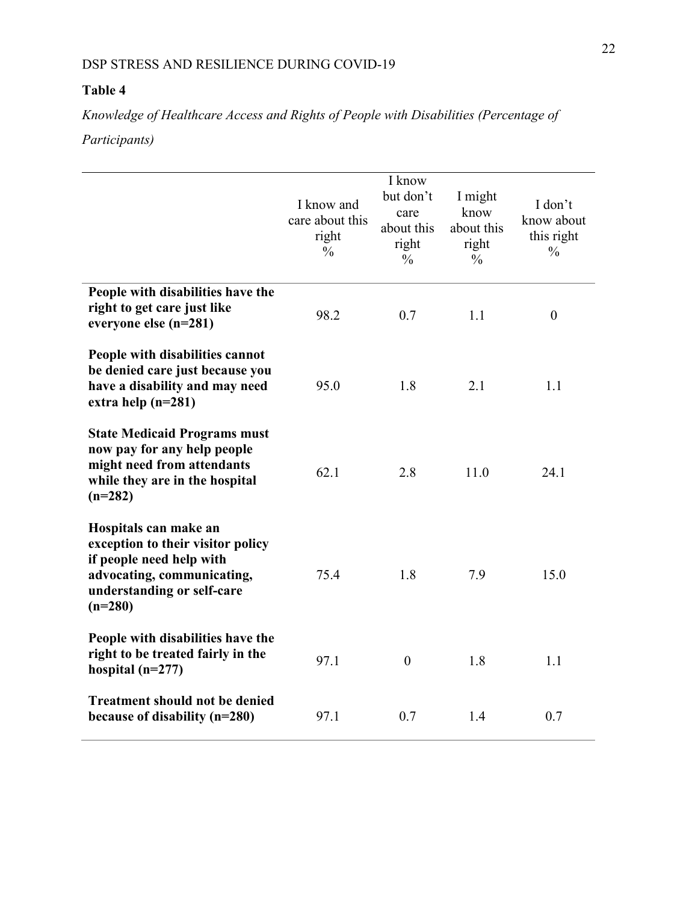**Table 4**

*Knowledge of Healthcare Access and Rights of People with Disabilities (Percentage of Participants)*

| | I know and care about this right % | I know but don't care about this right % | I might know about this right % | I don't know about this right % |
|---|---|---|---|---|
| **People with disabilities have the right to get care just like everyone else (n=281)** | 98.2 | 0.7 | 1.1 | 0 |
| **People with disabilities cannot be denied care just because you have a disability and may need extra help (n=281)** | 95.0 | 1.8 | 2.1 | 1.1 |
| **State Medicaid Programs must now pay for any help people might need from attendants while they are in the hospital (n=282)** | 62.1 | 2.8 | 11.0 | 24.1 |
| **Hospitals can make an exception to their visitor policy if people need help with advocating, communicating, understanding or self-care (n=280)** | 75.4 | 1.8 | 7.9 | 15.0 |
| **People with disabilities have the right to be treated fairly in the hospital (n=277)** | 97.1 | 0 | 1.8 | 1.1 |
| **Treatment should not be denied because of disability (n=280)** | 97.1 | 0.7 | 1.4 | 0.7 |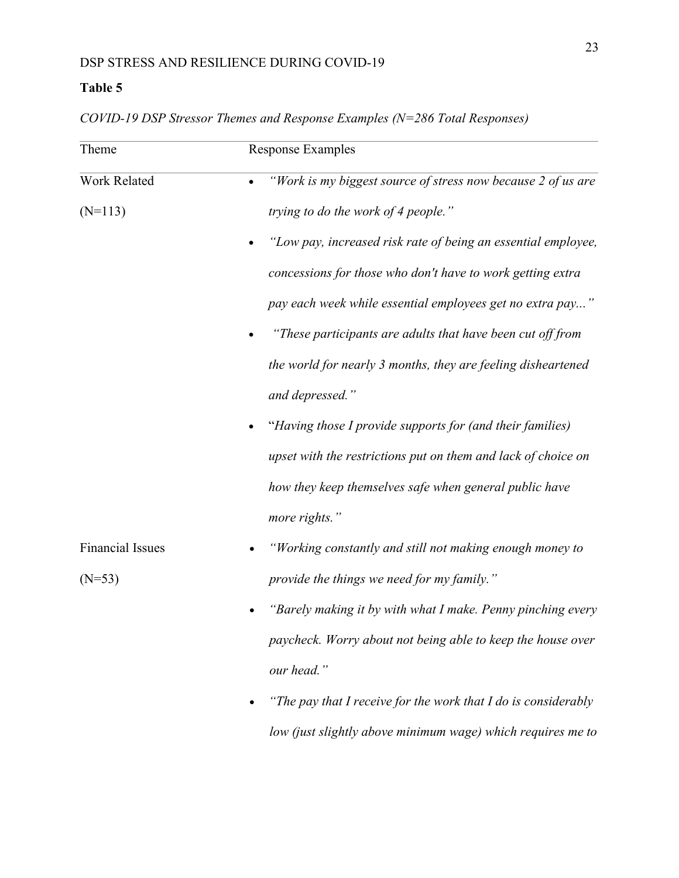**Table 5**

*COVID-19 DSP Stressor Themes and Response Examples (N=286 Total Responses)*

| Theme | Response Examples |
|---|---|
| Work Related (N=113) | • *"Work is my biggest source of stress now because 2 of us are trying to do the work of 4 people."* <br> • *"Low pay, increased risk rate of being an essential employee, concessions for those who don't have to work getting extra pay each week while essential employees get no extra pay..."* <br> • *"These participants are adults that have been cut off from the world for nearly 3 months, they are feeling disheartened and depressed."* <br> • "*Having those I provide supports for (and their families) upset with the restrictions put on them and lack of choice on how they keep themselves safe when general public have more rights."* |
| Financial Issues (N=53) | • *"Working constantly and still not making enough money to provide the things we need for my family."* <br> • *"Barely making it by with what I make. Penny pinching every paycheck. Worry about not being able to keep the house over our head."* <br> • *"The pay that I receive for the work that I do is considerably low (just slightly above minimum wage) which requires me to* |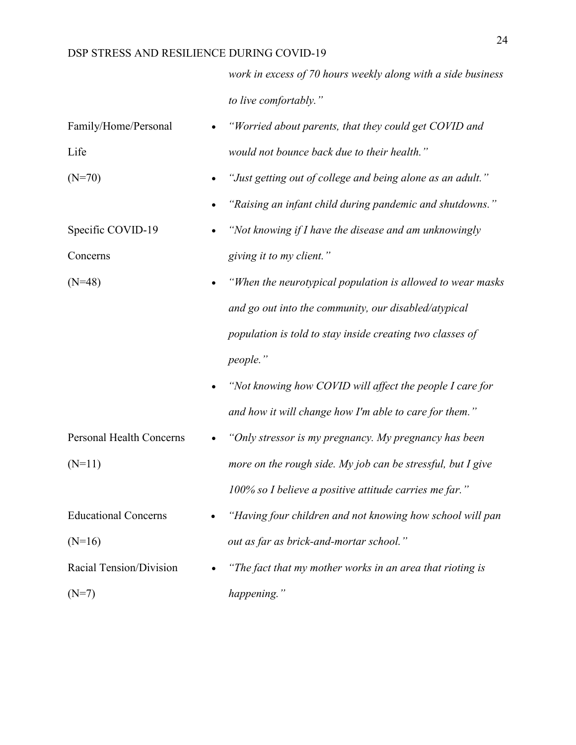| | |
|---|---|
| | *work in excess of 70 hours weekly along with a side business to live comfortably."* |
| Family/Home/Personal Life (N=70) | • *"Worried about parents, that they could get COVID and would not bounce back due to their health."* <br> • *"Just getting out of college and being alone as an adult."* <br> • *"Raising an infant child during pandemic and shutdowns."* |
| Specific COVID-19 Concerns (N=48) | • *"Not knowing if I have the disease and am unknowingly giving it to my client."* <br> • *"When the neurotypical population is allowed to wear masks and go out into the community, our disabled/atypical population is told to stay inside creating two classes of people."* <br> • *"Not knowing how COVID will affect the people I care for and how it will change how I'm able to care for them."* |
| Personal Health Concerns (N=11) | • *"Only stressor is my pregnancy. My pregnancy has been more on the rough side. My job can be stressful, but I give 100% so I believe a positive attitude carries me far."* |
| Educational Concerns (N=16) | • *"Having four children and not knowing how school will pan out as far as brick-and-mortar school."* |
| Racial Tension/Division (N=7) | • *"The fact that my mother works in an area that rioting is happening."* |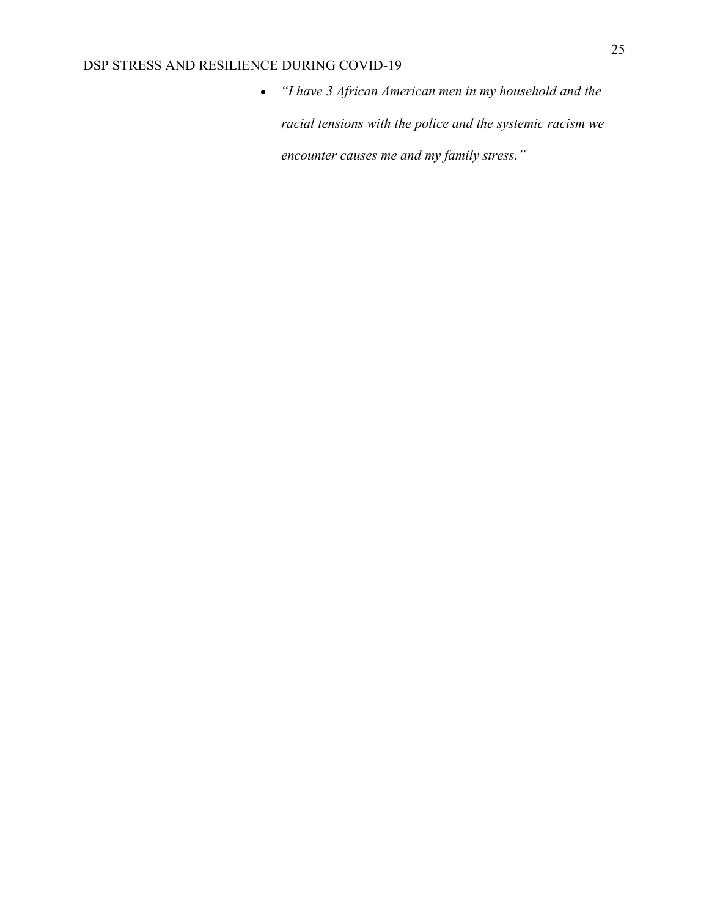- *"I have 3 African American men in my household and the racial tensions with the police and the systemic racism we encounter causes me and my family stress."*